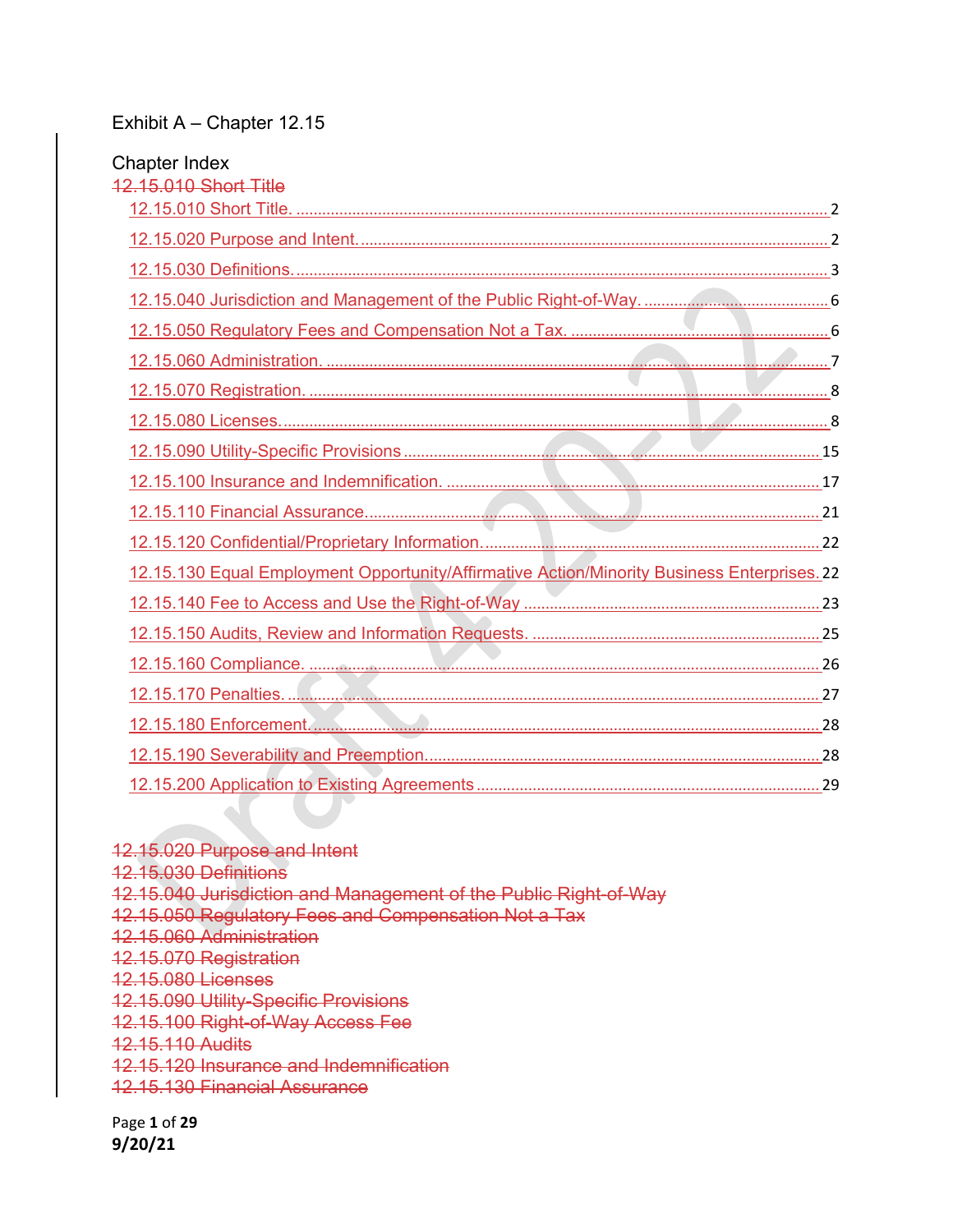Exhibit A – Chapter 12.15

Chapter Index

~~12.15.010 Short Title~~

12.15.010 Short Title. .......... 2

12.15.020 Purpose and Intent. .......... 2

12.15.030 Definitions. .......... 3

12.15.040 Jurisdiction and Management of the Public Right-of-Way. .......... 6

12.15.050 Regulatory Fees and Compensation Not a Tax. .......... 6

12.15.060 Administration. .......... 7

12.15.070 Registration. .......... 8

12.15.080 Licenses. .......... 8

12.15.090 Utility-Specific Provisions .......... 15

12.15.100 Insurance and Indemnification. .......... 17

12.15.110 Financial Assurance. .......... 21

12.15.120 Confidential/Proprietary Information. .......... 22

12.15.130 Equal Employment Opportunity/Affirmative Action/Minority Business Enterprises. .......... 22

12.15.140 Fee to Access and Use the Right-of-Way .......... 23

12.15.150 Audits, Review and Information Requests. .......... 25

12.15.160 Compliance. .......... 26

12.15.170 Penalties. .......... 27

12.15.180 Enforcement. .......... 28

12.15.190 Severability and Preemption. .......... 28

12.15.200 Application to Existing Agreements .......... 29

~~12.15.020 Purpose and Intent~~
~~12.15.030 Definitions~~
~~12.15.040 Jurisdiction and Management of the Public Right-of-Way~~
~~12.15.050 Regulatory Fees and Compensation Not a Tax~~
~~12.15.060 Administration~~
~~12.15.070 Registration~~
~~12.15.080 Licenses~~
~~12.15.090 Utility-Specific Provisions~~
~~12.15.100 Right-of-Way Access Fee~~
~~12.15.110 Audits~~
~~12.15.120 Insurance and Indemnification~~
~~12.15.130 Financial Assurance~~

9/20/21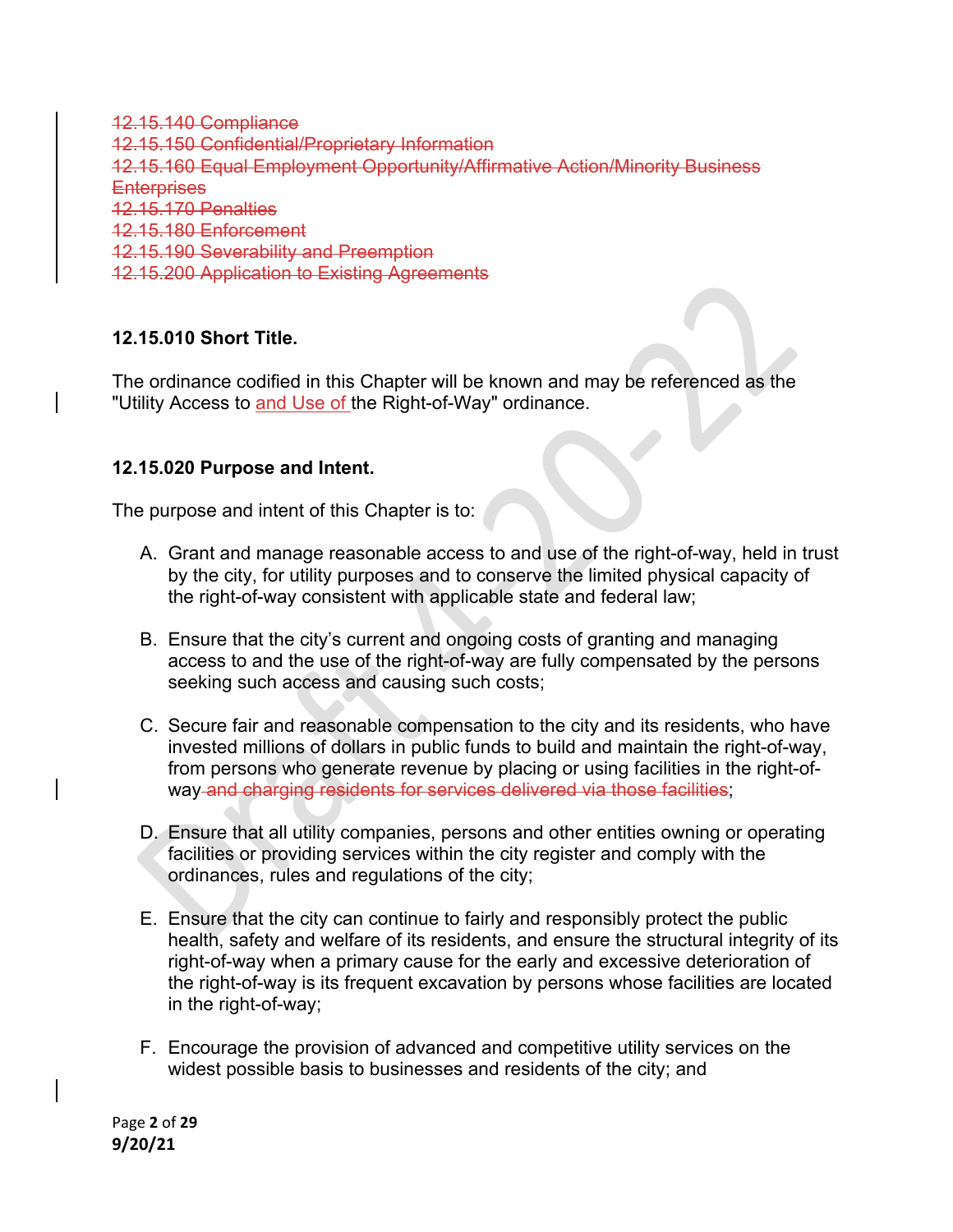~~12.15.140 Compliance~~
~~12.15.150 Confidential/Proprietary Information~~
~~12.15.160 Equal Employment Opportunity/Affirmative Action/Minority Business Enterprises~~
~~12.15.170 Penalties~~
~~12.15.180 Enforcement~~
~~12.15.190 Severability and Preemption~~
~~12.15.200 Application to Existing Agreements~~

**12.15.010 Short Title.**

The ordinance codified in this Chapter will be known and may be referenced as the "Utility Access to and Use of the Right-of-Way" ordinance.

**12.15.020 Purpose and Intent.**

The purpose and intent of this Chapter is to:

A. Grant and manage reasonable access to and use of the right-of-way, held in trust by the city, for utility purposes and to conserve the limited physical capacity of the right-of-way consistent with applicable state and federal law;

B. Ensure that the city's current and ongoing costs of granting and managing access to and the use of the right-of-way are fully compensated by the persons seeking such access and causing such costs;

C. Secure fair and reasonable compensation to the city and its residents, who have invested millions of dollars in public funds to build and maintain the right-of-way, from persons who generate revenue by placing or using facilities in the right-of-way ~~and charging residents for services delivered via those facilities~~;

D. Ensure that all utility companies, persons and other entities owning or operating facilities or providing services within the city register and comply with the ordinances, rules and regulations of the city;

E. Ensure that the city can continue to fairly and responsibly protect the public health, safety and welfare of its residents, and ensure the structural integrity of its right-of-way when a primary cause for the early and excessive deterioration of the right-of-way is its frequent excavation by persons whose facilities are located in the right-of-way;

F. Encourage the provision of advanced and competitive utility services on the widest possible basis to businesses and residents of the city; and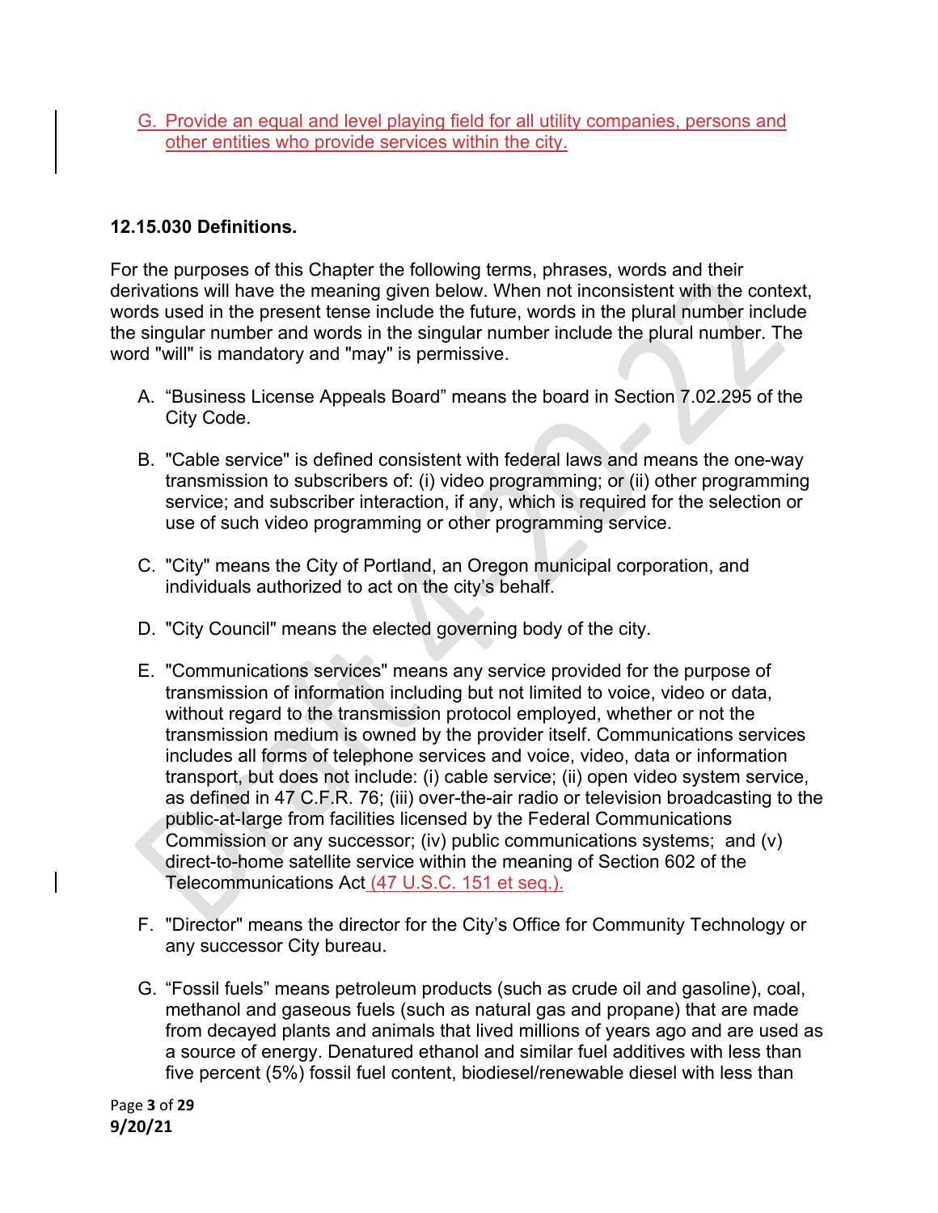G. Provide an equal and level playing field for all utility companies, persons and other entities who provide services within the city.

**12.15.030 Definitions.**

For the purposes of this Chapter the following terms, phrases, words and their derivations will have the meaning given below. When not inconsistent with the context, words used in the present tense include the future, words in the plural number include the singular number and words in the singular number include the plural number. The word "will" is mandatory and "may" is permissive.

A. “Business License Appeals Board” means the board in Section 7.02.295 of the City Code.

B. "Cable service" is defined consistent with federal laws and means the one-way transmission to subscribers of: (i) video programming; or (ii) other programming service; and subscriber interaction, if any, which is required for the selection or use of such video programming or other programming service.

C. "City" means the City of Portland, an Oregon municipal corporation, and individuals authorized to act on the city’s behalf.

D. "City Council" means the elected governing body of the city.

E. "Communications services" means any service provided for the purpose of transmission of information including but not limited to voice, video or data, without regard to the transmission protocol employed, whether or not the transmission medium is owned by the provider itself. Communications services includes all forms of telephone services and voice, video, data or information transport, but does not include: (i) cable service; (ii) open video system service, as defined in 47 C.F.R. 76; (iii) over-the-air radio or television broadcasting to the public-at-large from facilities licensed by the Federal Communications Commission or any successor; (iv) public communications systems; and (v) direct-to-home satellite service within the meaning of Section 602 of the Telecommunications Act (47 U.S.C. 151 et seq.).

F. "Director" means the director for the City’s Office for Community Technology or any successor City bureau.

G. “Fossil fuels” means petroleum products (such as crude oil and gasoline), coal, methanol and gaseous fuels (such as natural gas and propane) that are made from decayed plants and animals that lived millions of years ago and are used as a source of energy. Denatured ethanol and similar fuel additives with less than five percent (5%) fossil fuel content, biodiesel/renewable diesel with less than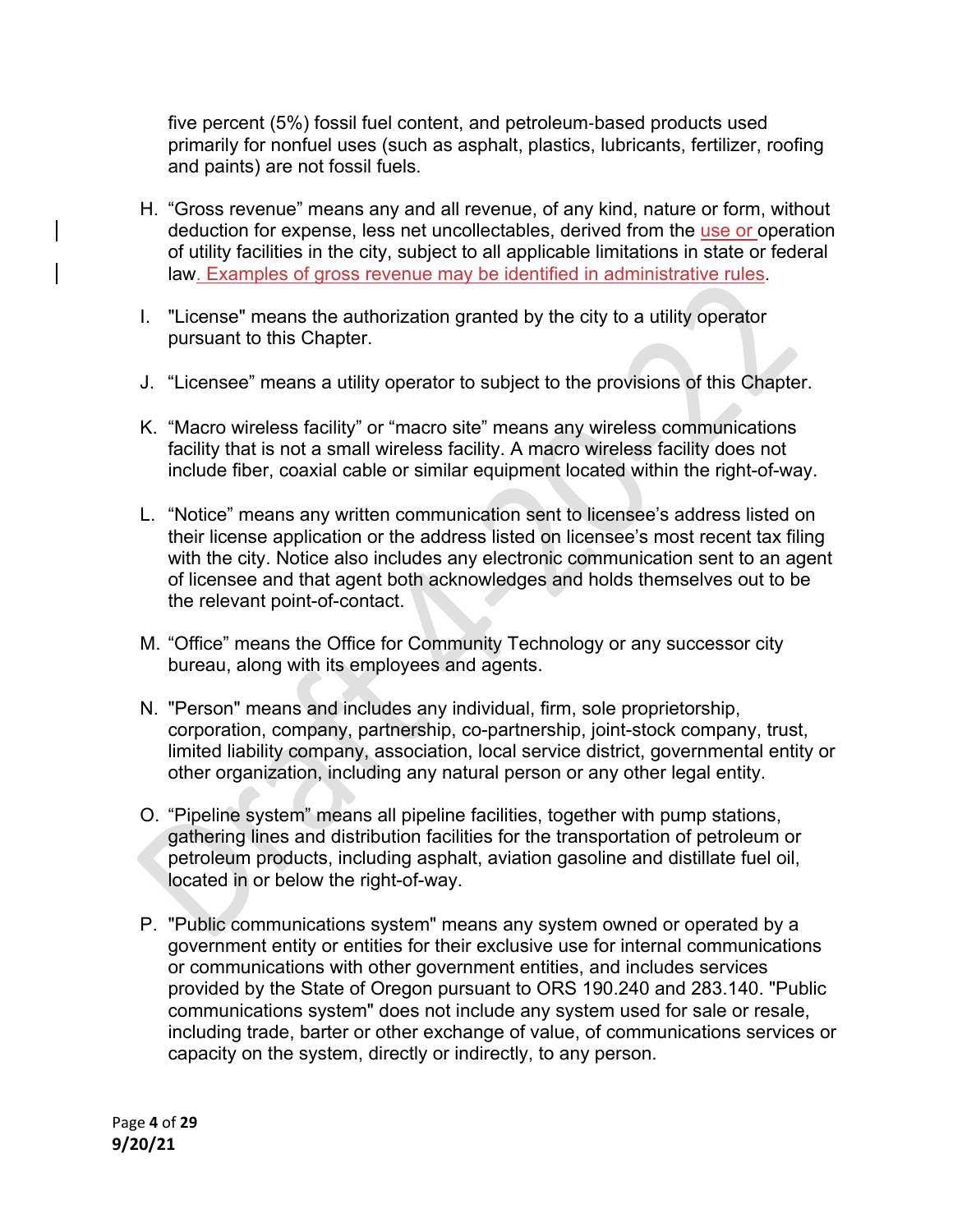five percent (5%) fossil fuel content, and petroleum-based products used primarily for nonfuel uses (such as asphalt, plastics, lubricants, fertilizer, roofing and paints) are not fossil fuels.

H. “Gross revenue” means any and all revenue, of any kind, nature or form, without deduction for expense, less net uncollectables, derived from the use or operation of utility facilities in the city, subject to all applicable limitations in state or federal law. Examples of gross revenue may be identified in administrative rules.

I. "License" means the authorization granted by the city to a utility operator pursuant to this Chapter.

J. “Licensee” means a utility operator to subject to the provisions of this Chapter.

K. “Macro wireless facility” or “macro site” means any wireless communications facility that is not a small wireless facility. A macro wireless facility does not include fiber, coaxial cable or similar equipment located within the right-of-way.

L. “Notice” means any written communication sent to licensee’s address listed on their license application or the address listed on licensee’s most recent tax filing with the city. Notice also includes any electronic communication sent to an agent of licensee and that agent both acknowledges and holds themselves out to be the relevant point-of-contact.

M. “Office” means the Office for Community Technology or any successor city bureau, along with its employees and agents.

N. "Person" means and includes any individual, firm, sole proprietorship, corporation, company, partnership, co-partnership, joint-stock company, trust, limited liability company, association, local service district, governmental entity or other organization, including any natural person or any other legal entity.

O. “Pipeline system” means all pipeline facilities, together with pump stations, gathering lines and distribution facilities for the transportation of petroleum or petroleum products, including asphalt, aviation gasoline and distillate fuel oil, located in or below the right-of-way.

P. "Public communications system" means any system owned or operated by a government entity or entities for their exclusive use for internal communications or communications with other government entities, and includes services provided by the State of Oregon pursuant to ORS 190.240 and 283.140. "Public communications system" does not include any system used for sale or resale, including trade, barter or other exchange of value, of communications services or capacity on the system, directly or indirectly, to any person.

9/20/21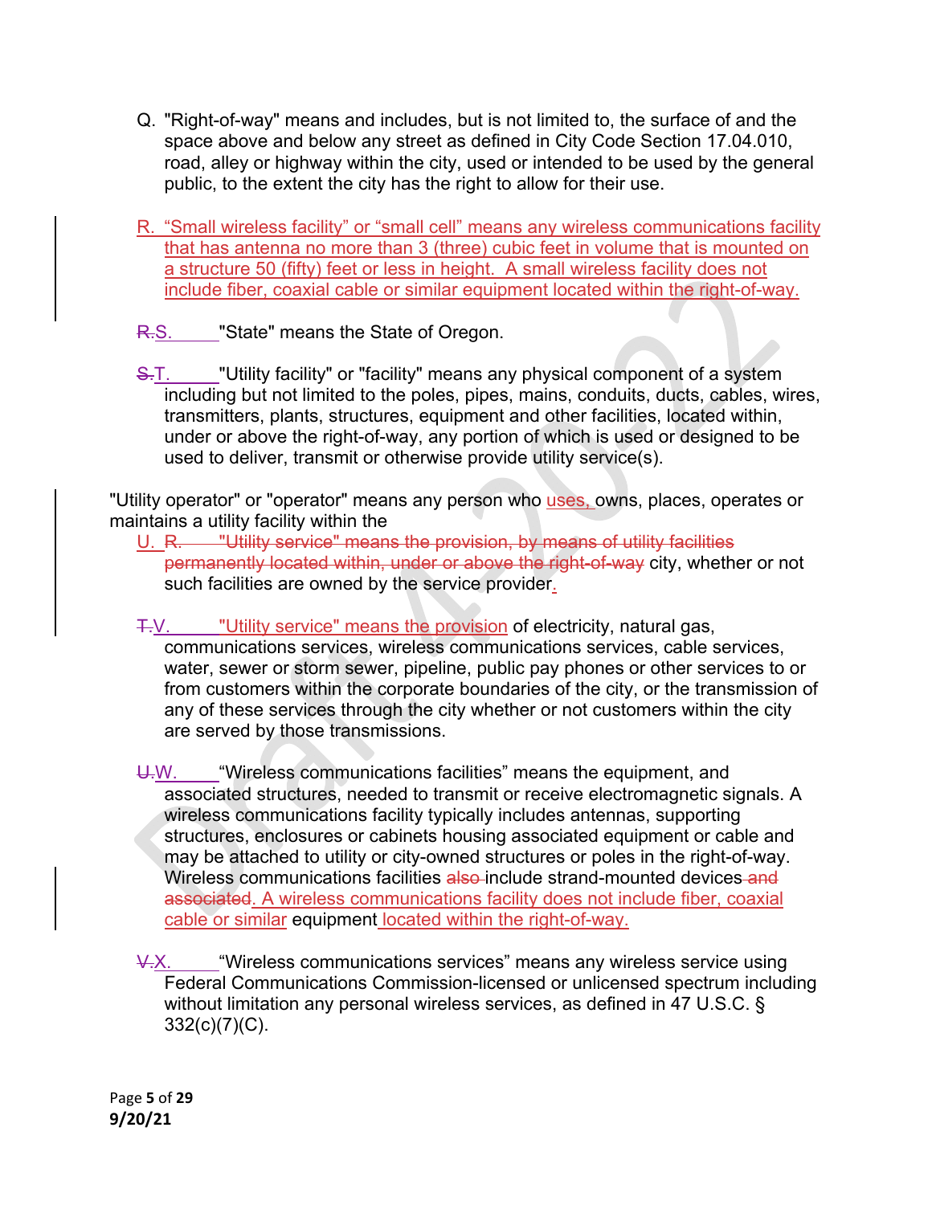Q. "Right-of-way" means and includes, but is not limited to, the surface of and the space above and below any street as defined in City Code Section 17.04.010, road, alley or highway within the city, used or intended to be used by the general public, to the extent the city has the right to allow for their use.

R. "Small wireless facility" or "small cell" means any wireless communications facility that has antenna no more than 3 (three) cubic feet in volume that is mounted on a structure 50 (fifty) feet or less in height. A small wireless facility does not include fiber, coaxial cable or similar equipment located within the right-of-way.

~~R.~~S. "State" means the State of Oregon.

~~S.~~T. "Utility facility" or "facility" means any physical component of a system including but not limited to the poles, pipes, mains, conduits, ducts, cables, wires, transmitters, plants, structures, equipment and other facilities, located within, under or above the right-of-way, any portion of which is used or designed to be used to deliver, transmit or otherwise provide utility service(s).

"Utility operator" or "operator" means any person who uses, owns, places, operates or maintains a utility facility within the

U. ~~R. "Utility service" means the provision, by means of utility facilities permanently located within, under or above the right-of-way~~ city, whether or not such facilities are owned by the service provider.

~~T.~~V. "Utility service" means the provision of electricity, natural gas, communications services, wireless communications services, cable services, water, sewer or storm sewer, pipeline, public pay phones or other services to or from customers within the corporate boundaries of the city, or the transmission of any of these services through the city whether or not customers within the city are served by those transmissions.

~~U.~~W. "Wireless communications facilities" means the equipment, and associated structures, needed to transmit or receive electromagnetic signals. A wireless communications facility typically includes antennas, supporting structures, enclosures or cabinets housing associated equipment or cable and may be attached to utility or city-owned structures or poles in the right-of-way. Wireless communications facilities ~~also~~ include strand-mounted devices ~~and associated~~. A wireless communications facility does not include fiber, coaxial cable or similar equipment located within the right-of-way.

~~V.~~X. "Wireless communications services" means any wireless service using Federal Communications Commission-licensed or unlicensed spectrum including without limitation any personal wireless services, as defined in 47 U.S.C. § 332(c)(7)(C).

9/20/21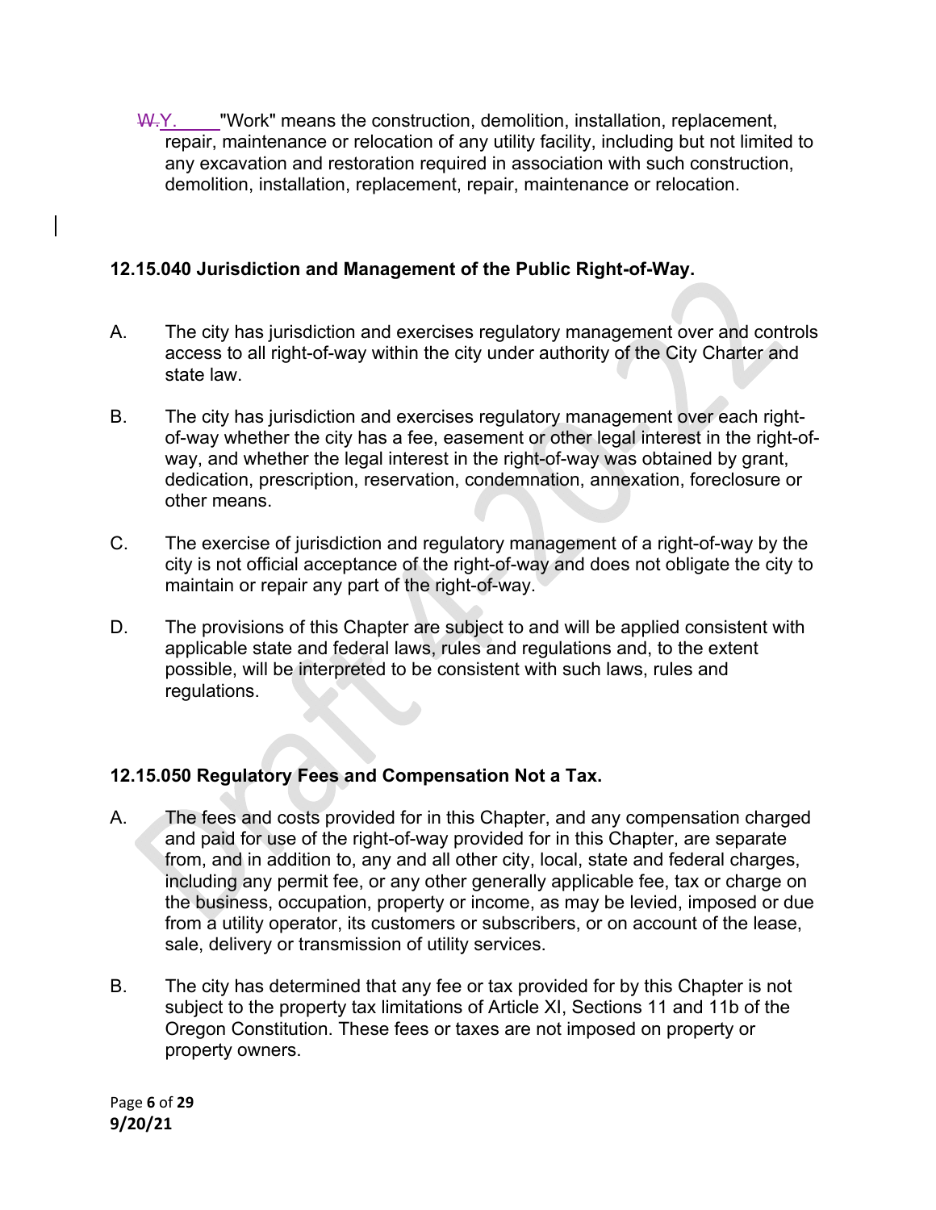~~W.~~Y. "Work" means the construction, demolition, installation, replacement, repair, maintenance or relocation of any utility facility, including but not limited to any excavation and restoration required in association with such construction, demolition, installation, replacement, repair, maintenance or relocation.

**12.15.040 Jurisdiction and Management of the Public Right-of-Way.**

A. The city has jurisdiction and exercises regulatory management over and controls access to all right-of-way within the city under authority of the City Charter and state law.

B. The city has jurisdiction and exercises regulatory management over each right-of-way whether the city has a fee, easement or other legal interest in the right-of-way, and whether the legal interest in the right-of-way was obtained by grant, dedication, prescription, reservation, condemnation, annexation, foreclosure or other means.

C. The exercise of jurisdiction and regulatory management of a right-of-way by the city is not official acceptance of the right-of-way and does not obligate the city to maintain or repair any part of the right-of-way.

D. The provisions of this Chapter are subject to and will be applied consistent with applicable state and federal laws, rules and regulations and, to the extent possible, will be interpreted to be consistent with such laws, rules and regulations.

**12.15.050 Regulatory Fees and Compensation Not a Tax.**

A. The fees and costs provided for in this Chapter, and any compensation charged and paid for use of the right-of-way provided for in this Chapter, are separate from, and in addition to, any and all other city, local, state and federal charges, including any permit fee, or any other generally applicable fee, tax or charge on the business, occupation, property or income, as may be levied, imposed or due from a utility operator, its customers or subscribers, or on account of the lease, sale, delivery or transmission of utility services.

B. The city has determined that any fee or tax provided for by this Chapter is not subject to the property tax limitations of Article XI, Sections 11 and 11b of the Oregon Constitution. These fees or taxes are not imposed on property or property owners.

9/20/21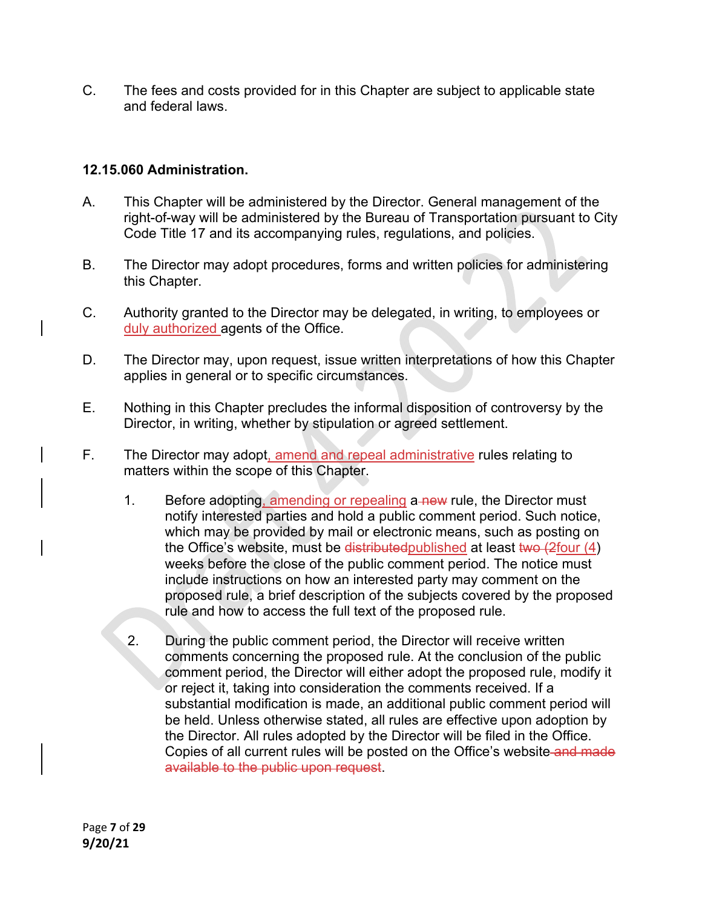C. The fees and costs provided for in this Chapter are subject to applicable state and federal laws.

**12.15.060 Administration.**

A. This Chapter will be administered by the Director. General management of the right-of-way will be administered by the Bureau of Transportation pursuant to City Code Title 17 and its accompanying rules, regulations, and policies.

B. The Director may adopt procedures, forms and written policies for administering this Chapter.

C. Authority granted to the Director may be delegated, in writing, to employees or duly authorized agents of the Office.

D. The Director may, upon request, issue written interpretations of how this Chapter applies in general or to specific circumstances.

E. Nothing in this Chapter precludes the informal disposition of controversy by the Director, in writing, whether by stipulation or agreed settlement.

F. The Director may adopt, amend and repeal administrative rules relating to matters within the scope of this Chapter.

1. Before adopting, amending or repealing a ~~new~~ rule, the Director must notify interested parties and hold a public comment period. Such notice, which may be provided by mail or electronic means, such as posting on the Office's website, must be ~~distributed~~published at least ~~two (2~~four (4) weeks before the close of the public comment period. The notice must include instructions on how an interested party may comment on the proposed rule, a brief description of the subjects covered by the proposed rule and how to access the full text of the proposed rule.

2. During the public comment period, the Director will receive written comments concerning the proposed rule. At the conclusion of the public comment period, the Director will either adopt the proposed rule, modify it or reject it, taking into consideration the comments received. If a substantial modification is made, an additional public comment period will be held. Unless otherwise stated, all rules are effective upon adoption by the Director. All rules adopted by the Director will be filed in the Office. Copies of all current rules will be posted on the Office's website ~~and made available to the public upon request~~.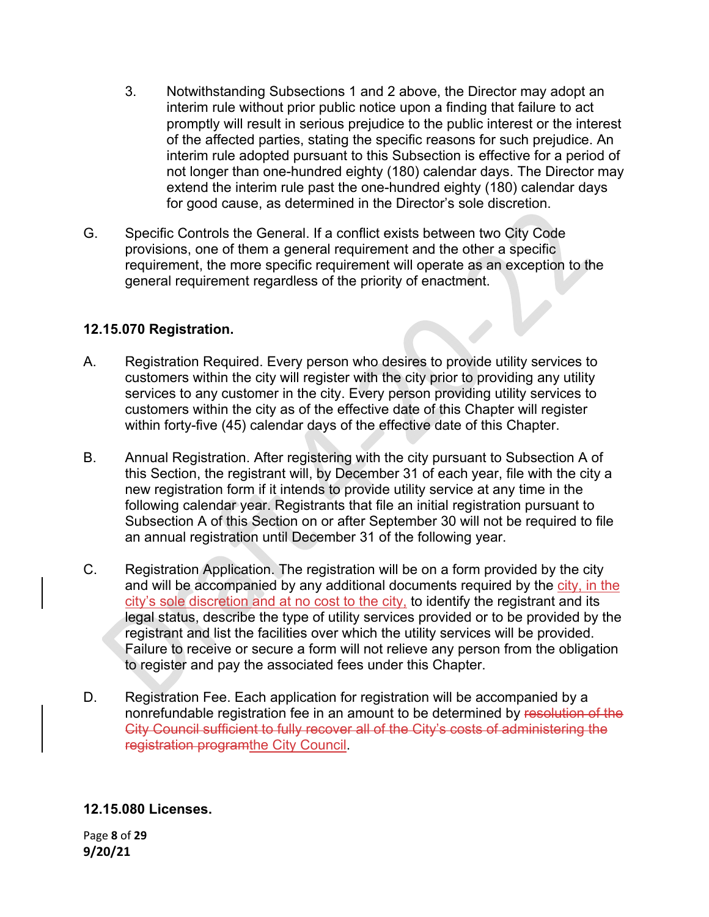3. Notwithstanding Subsections 1 and 2 above, the Director may adopt an interim rule without prior public notice upon a finding that failure to act promptly will result in serious prejudice to the public interest or the interest of the affected parties, stating the specific reasons for such prejudice. An interim rule adopted pursuant to this Subsection is effective for a period of not longer than one-hundred eighty (180) calendar days. The Director may extend the interim rule past the one-hundred eighty (180) calendar days for good cause, as determined in the Director's sole discretion.

G. Specific Controls the General. If a conflict exists between two City Code provisions, one of them a general requirement and the other a specific requirement, the more specific requirement will operate as an exception to the general requirement regardless of the priority of enactment.

**12.15.070 Registration.**

A. Registration Required. Every person who desires to provide utility services to customers within the city will register with the city prior to providing any utility services to any customer in the city. Every person providing utility services to customers within the city as of the effective date of this Chapter will register within forty-five (45) calendar days of the effective date of this Chapter.

B. Annual Registration. After registering with the city pursuant to Subsection A of this Section, the registrant will, by December 31 of each year, file with the city a new registration form if it intends to provide utility service at any time in the following calendar year. Registrants that file an initial registration pursuant to Subsection A of this Section on or after September 30 will not be required to file an annual registration until December 31 of the following year.

C. Registration Application. The registration will be on a form provided by the city and will be accompanied by any additional documents required by the city, in the city's sole discretion and at no cost to the city, to identify the registrant and its legal status, describe the type of utility services provided or to be provided by the registrant and list the facilities over which the utility services will be provided. Failure to receive or secure a form will not relieve any person from the obligation to register and pay the associated fees under this Chapter.

D. Registration Fee. Each application for registration will be accompanied by a nonrefundable registration fee in an amount to be determined by ~~resolution of the City Council sufficient to fully recover all of the City's costs of administering the registration program~~the City Council.

**12.15.080 Licenses.**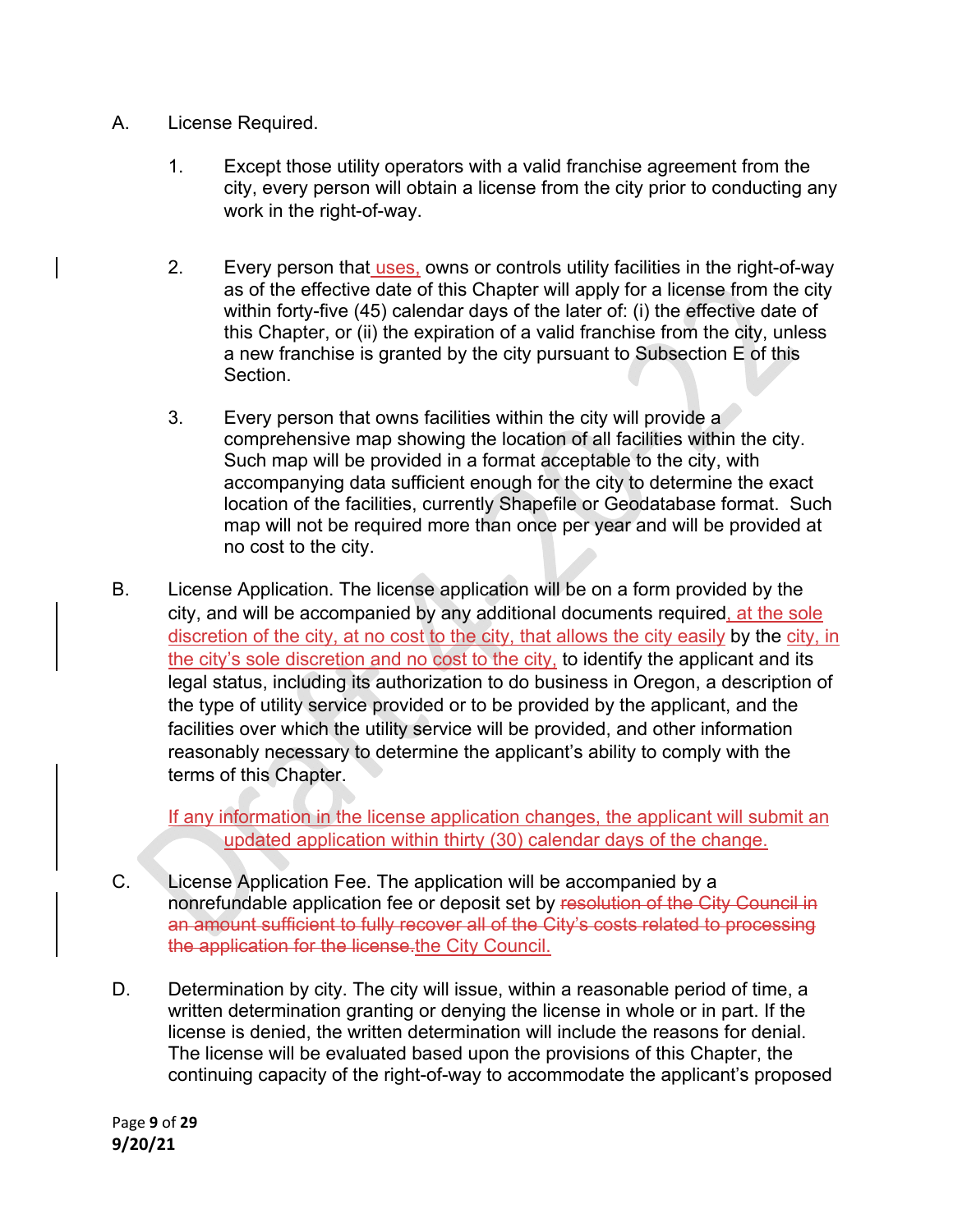A. License Required.

1. Except those utility operators with a valid franchise agreement from the city, every person will obtain a license from the city prior to conducting any work in the right-of-way.

2. Every person that uses, owns or controls utility facilities in the right-of-way as of the effective date of this Chapter will apply for a license from the city within forty-five (45) calendar days of the later of: (i) the effective date of this Chapter, or (ii) the expiration of a valid franchise from the city, unless a new franchise is granted by the city pursuant to Subsection E of this Section.

3. Every person that owns facilities within the city will provide a comprehensive map showing the location of all facilities within the city. Such map will be provided in a format acceptable to the city, with accompanying data sufficient enough for the city to determine the exact location of the facilities, currently Shapefile or Geodatabase format. Such map will not be required more than once per year and will be provided at no cost to the city.

B. License Application. The license application will be on a form provided by the city, and will be accompanied by any additional documents required, at the sole discretion of the city, at no cost to the city, that allows the city easily by the city, in the city's sole discretion and no cost to the city, to identify the applicant and its legal status, including its authorization to do business in Oregon, a description of the type of utility service provided or to be provided by the applicant, and the facilities over which the utility service will be provided, and other information reasonably necessary to determine the applicant's ability to comply with the terms of this Chapter.

If any information in the license application changes, the applicant will submit an updated application within thirty (30) calendar days of the change.

C. License Application Fee. The application will be accompanied by a nonrefundable application fee or deposit set by ~~resolution of the City Council in an amount sufficient to fully recover all of the City's costs related to processing the application for the license.~~the City Council.

D. Determination by city. The city will issue, within a reasonable period of time, a written determination granting or denying the license in whole or in part. If the license is denied, the written determination will include the reasons for denial. The license will be evaluated based upon the provisions of this Chapter, the continuing capacity of the right-of-way to accommodate the applicant's proposed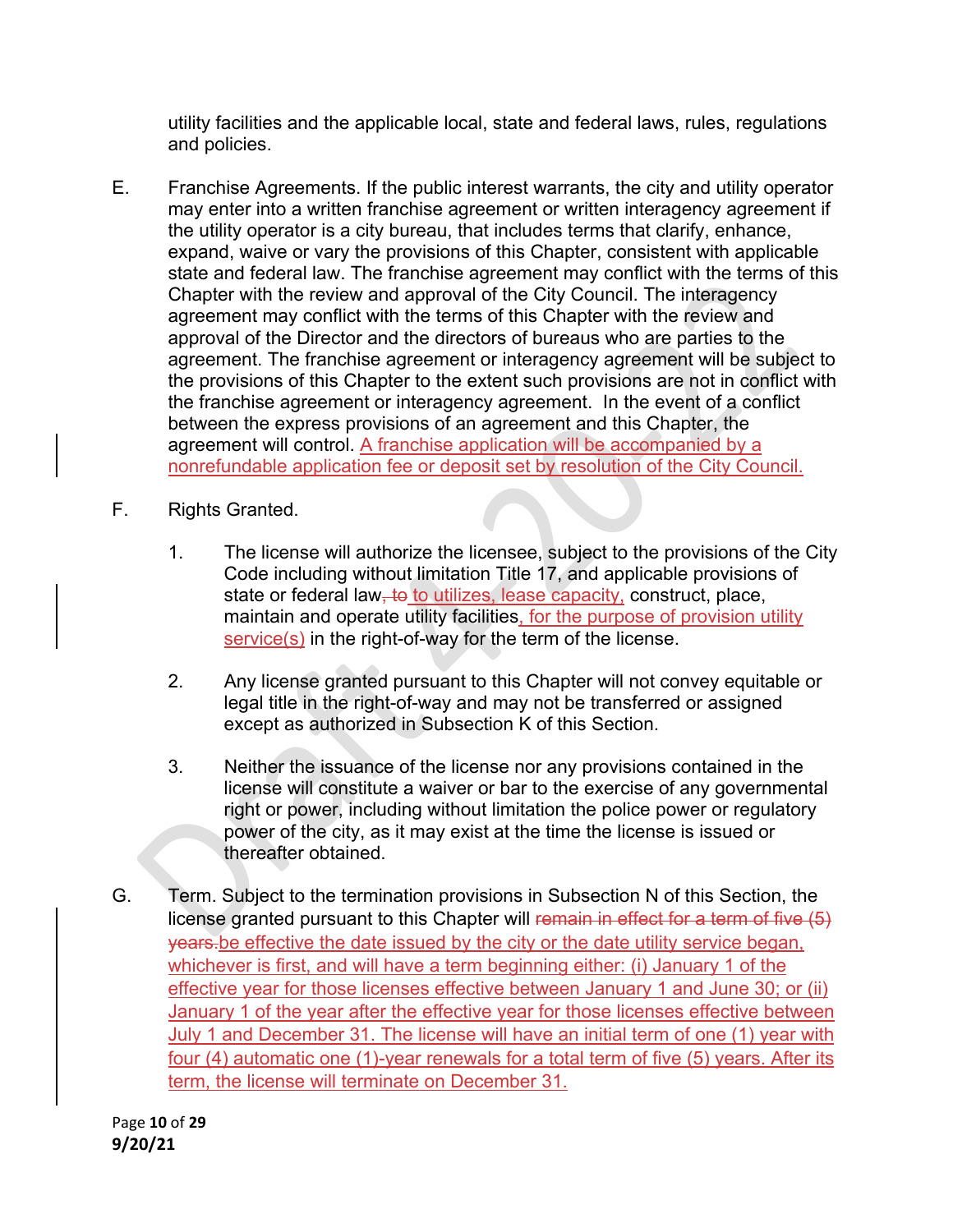utility facilities and the applicable local, state and federal laws, rules, regulations and policies.

E. Franchise Agreements. If the public interest warrants, the city and utility operator may enter into a written franchise agreement or written interagency agreement if the utility operator is a city bureau, that includes terms that clarify, enhance, expand, waive or vary the provisions of this Chapter, consistent with applicable state and federal law. The franchise agreement may conflict with the terms of this Chapter with the review and approval of the City Council. The interagency agreement may conflict with the terms of this Chapter with the review and approval of the Director and the directors of bureaus who are parties to the agreement. The franchise agreement or interagency agreement will be subject to the provisions of this Chapter to the extent such provisions are not in conflict with the franchise agreement or interagency agreement. In the event of a conflict between the express provisions of an agreement and this Chapter, the agreement will control. A franchise application will be accompanied by a nonrefundable application fee or deposit set by resolution of the City Council.

F. Rights Granted.

1. The license will authorize the licensee, subject to the provisions of the City Code including without limitation Title 17, and applicable provisions of state or federal law, ~~to~~ to utilizes, lease capacity, construct, place, maintain and operate utility facilities, for the purpose of provision utility service(s) in the right-of-way for the term of the license.

2. Any license granted pursuant to this Chapter will not convey equitable or legal title in the right-of-way and may not be transferred or assigned except as authorized in Subsection K of this Section.

3. Neither the issuance of the license nor any provisions contained in the license will constitute a waiver or bar to the exercise of any governmental right or power, including without limitation the police power or regulatory power of the city, as it may exist at the time the license is issued or thereafter obtained.

G. Term. Subject to the termination provisions in Subsection N of this Section, the license granted pursuant to this Chapter will ~~remain in effect for a term of five (5) years.~~ be effective the date issued by the city or the date utility service began, whichever is first, and will have a term beginning either: (i) January 1 of the effective year for those licenses effective between January 1 and June 30; or (ii) January 1 of the year after the effective year for those licenses effective between July 1 and December 31. The license will have an initial term of one (1) year with four (4) automatic one (1)-year renewals for a total term of five (5) years. After its term, the license will terminate on December 31.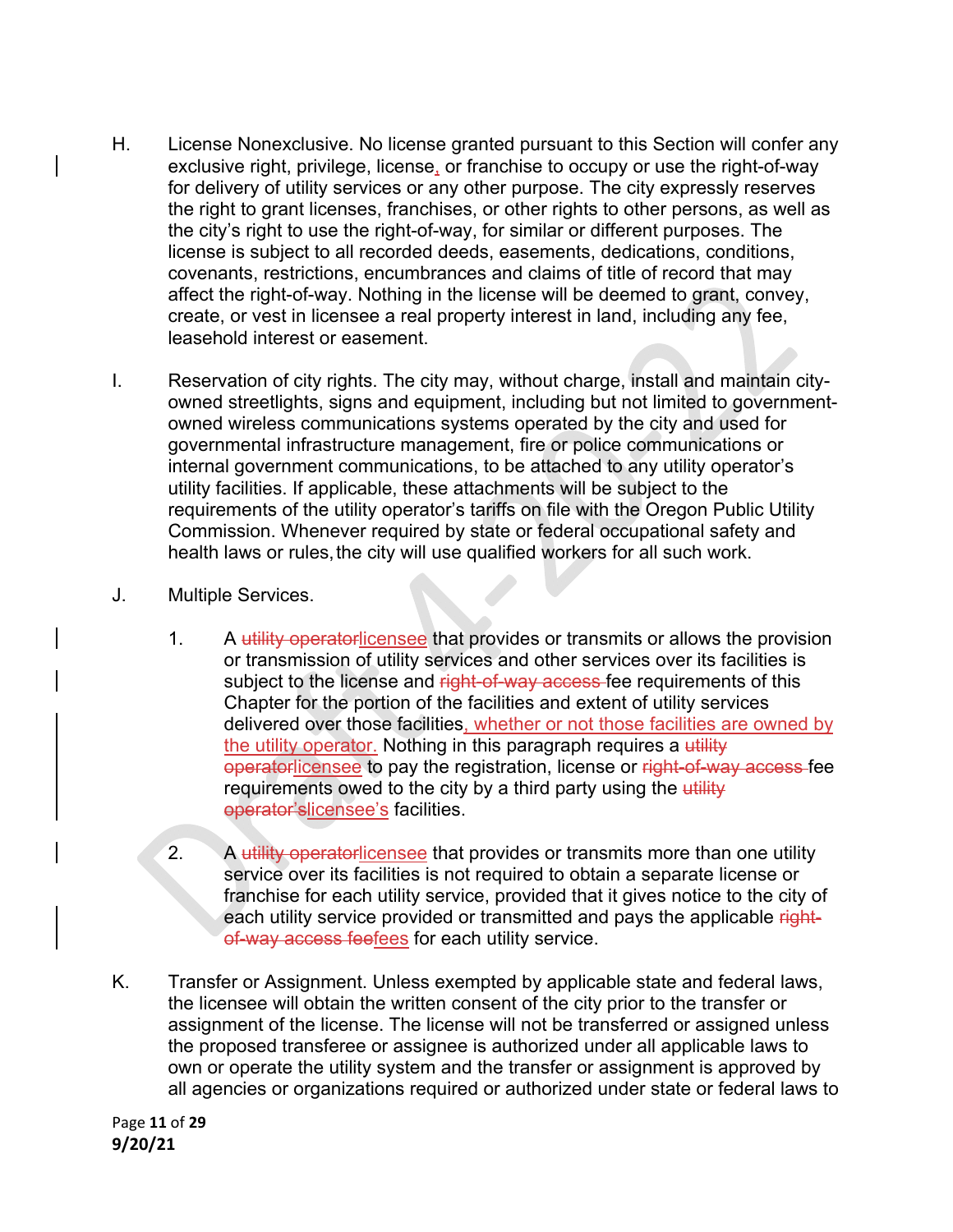H. License Nonexclusive. No license granted pursuant to this Section will confer any exclusive right, privilege, license, or franchise to occupy or use the right-of-way for delivery of utility services or any other purpose. The city expressly reserves the right to grant licenses, franchises, or other rights to other persons, as well as the city's right to use the right-of-way, for similar or different purposes. The license is subject to all recorded deeds, easements, dedications, conditions, covenants, restrictions, encumbrances and claims of title of record that may affect the right-of-way. Nothing in the license will be deemed to grant, convey, create, or vest in licensee a real property interest in land, including any fee, leasehold interest or easement.

I. Reservation of city rights. The city may, without charge, install and maintain city-owned streetlights, signs and equipment, including but not limited to government-owned wireless communications systems operated by the city and used for governmental infrastructure management, fire or police communications or internal government communications, to be attached to any utility operator's utility facilities. If applicable, these attachments will be subject to the requirements of the utility operator's tariffs on file with the Oregon Public Utility Commission. Whenever required by state or federal occupational safety and health laws or rules, the city will use qualified workers for all such work.

J. Multiple Services.

1. A ~~utility operator~~licensee that provides or transmits or allows the provision or transmission of utility services and other services over its facilities is subject to the license and ~~right-of-way access~~ fee requirements of this Chapter for the portion of the facilities and extent of utility services delivered over those facilities, whether or not those facilities are owned by the utility operator. Nothing in this paragraph requires a ~~utility operator~~licensee to pay the registration, license or ~~right-of-way access~~ fee requirements owed to the city by a third party using the ~~utility operator's~~licensee's facilities.

2. A ~~utility operator~~licensee that provides or transmits more than one utility service over its facilities is not required to obtain a separate license or franchise for each utility service, provided that it gives notice to the city of each utility service provided or transmitted and pays the applicable ~~right-of-way access fee~~fees for each utility service.

K. Transfer or Assignment. Unless exempted by applicable state and federal laws, the licensee will obtain the written consent of the city prior to the transfer or assignment of the license. The license will not be transferred or assigned unless the proposed transferee or assignee is authorized under all applicable laws to own or operate the utility system and the transfer or assignment is approved by all agencies or organizations required or authorized under state or federal laws to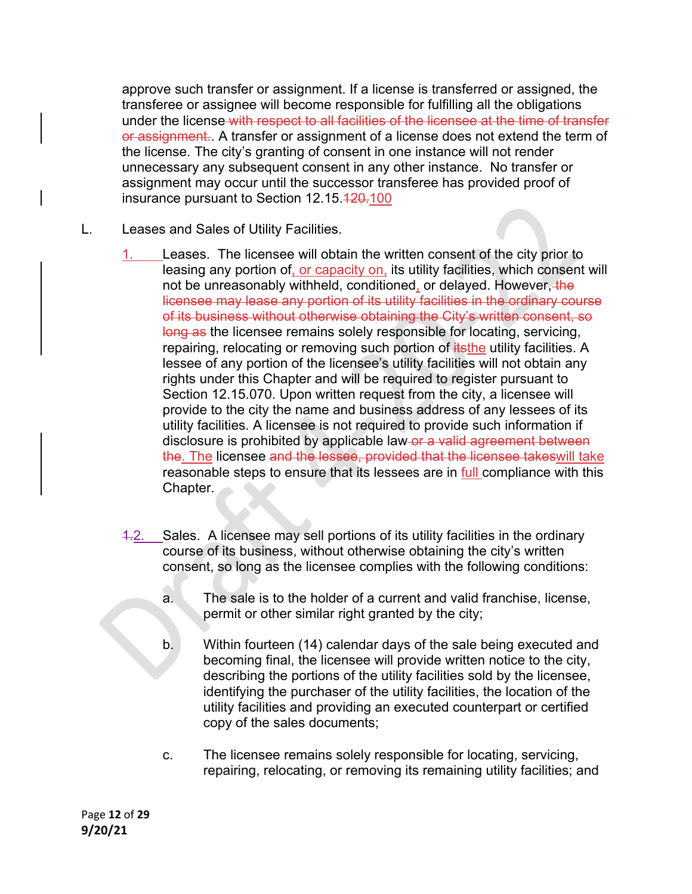approve such transfer or assignment. If a license is transferred or assigned, the transferee or assignee will become responsible for fulfilling all the obligations under the license ~~with respect to all facilities of the licensee at the time of transfer or assignment.~~. A transfer or assignment of a license does not extend the term of the license. The city's granting of consent in one instance will not render unnecessary any subsequent consent in any other instance. No transfer or assignment may occur until the successor transferee has provided proof of insurance pursuant to Section 12.15.~~120.~~100

L. Leases and Sales of Utility Facilities.

1. Leases. The licensee will obtain the written consent of the city prior to leasing any portion of, or capacity on, its utility facilities, which consent will not be unreasonably withheld, conditioned, or delayed. However, ~~the licensee may lease any portion of its utility facilities in the ordinary course of its business without otherwise obtaining the City's written consent, so long as~~ the licensee remains solely responsible for locating, servicing, repairing, relocating or removing such portion of ~~its~~the utility facilities. A lessee of any portion of the licensee's utility facilities will not obtain any rights under this Chapter and will be required to register pursuant to Section 12.15.070. Upon written request from the city, a licensee will provide to the city the name and business address of any lessees of its utility facilities. A licensee is not required to provide such information if disclosure is prohibited by applicable law ~~or a valid agreement between the~~. The licensee ~~and the lessee, provided that the licensee takes~~will take reasonable steps to ensure that its lessees are in full compliance with this Chapter.

~~1.~~2. Sales. A licensee may sell portions of its utility facilities in the ordinary course of its business, without otherwise obtaining the city's written consent, so long as the licensee complies with the following conditions:

   a. The sale is to the holder of a current and valid franchise, license, permit or other similar right granted by the city;

   b. Within fourteen (14) calendar days of the sale being executed and becoming final, the licensee will provide written notice to the city, describing the portions of the utility facilities sold by the licensee, identifying the purchaser of the utility facilities, the location of the utility facilities and providing an executed counterpart or certified copy of the sales documents;

   c. The licensee remains solely responsible for locating, servicing, repairing, relocating, or removing its remaining utility facilities; and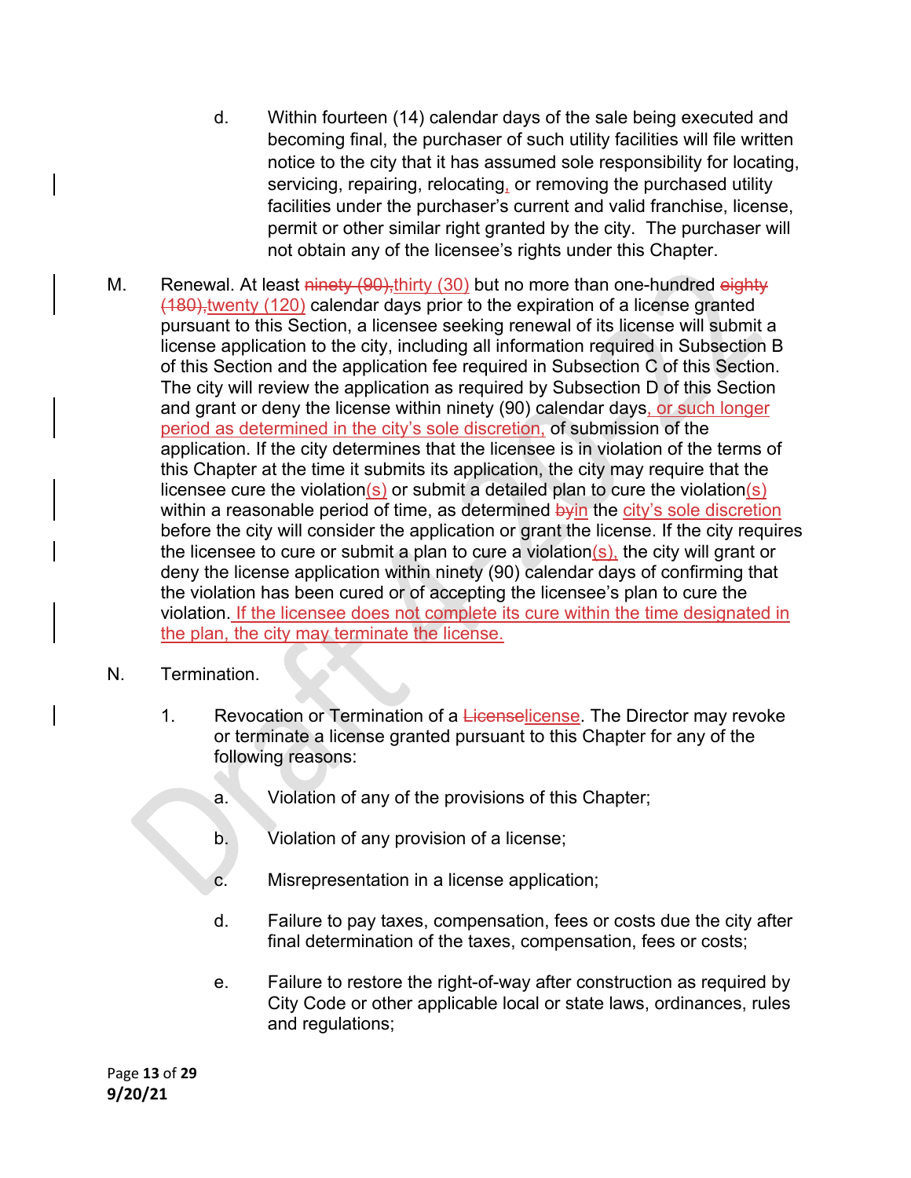d. Within fourteen (14) calendar days of the sale being executed and becoming final, the purchaser of such utility facilities will file written notice to the city that it has assumed sole responsibility for locating, servicing, repairing, relocating, or removing the purchased utility facilities under the purchaser's current and valid franchise, license, permit or other similar right granted by the city. The purchaser will not obtain any of the licensee's rights under this Chapter.

M. Renewal. At least ~~ninety (90),~~thirty (30) but no more than one-hundred ~~eighty (180),~~twenty (120) calendar days prior to the expiration of a license granted pursuant to this Section, a licensee seeking renewal of its license will submit a license application to the city, including all information required in Subsection B of this Section and the application fee required in Subsection C of this Section. The city will review the application as required by Subsection D of this Section and grant or deny the license within ninety (90) calendar days, or such longer period as determined in the city's sole discretion, of submission of the application. If the city determines that the licensee is in violation of the terms of this Chapter at the time it submits its application, the city may require that the licensee cure the violation(s) or submit a detailed plan to cure the violation(s) within a reasonable period of time, as determined ~~by~~in the city's sole discretion before the city will consider the application or grant the license. If the city requires the licensee to cure or submit a plan to cure a violation(s), the city will grant or deny the license application within ninety (90) calendar days of confirming that the violation has been cured or of accepting the licensee's plan to cure the violation. If the licensee does not complete its cure within the time designated in the plan, the city may terminate the license.

N. Termination.

1. Revocation or Termination of a ~~License~~license. The Director may revoke or terminate a license granted pursuant to this Chapter for any of the following reasons:

a. Violation of any of the provisions of this Chapter;

b. Violation of any provision of a license;

c. Misrepresentation in a license application;

d. Failure to pay taxes, compensation, fees or costs due the city after final determination of the taxes, compensation, fees or costs;

e. Failure to restore the right-of-way after construction as required by City Code or other applicable local or state laws, ordinances, rules and regulations;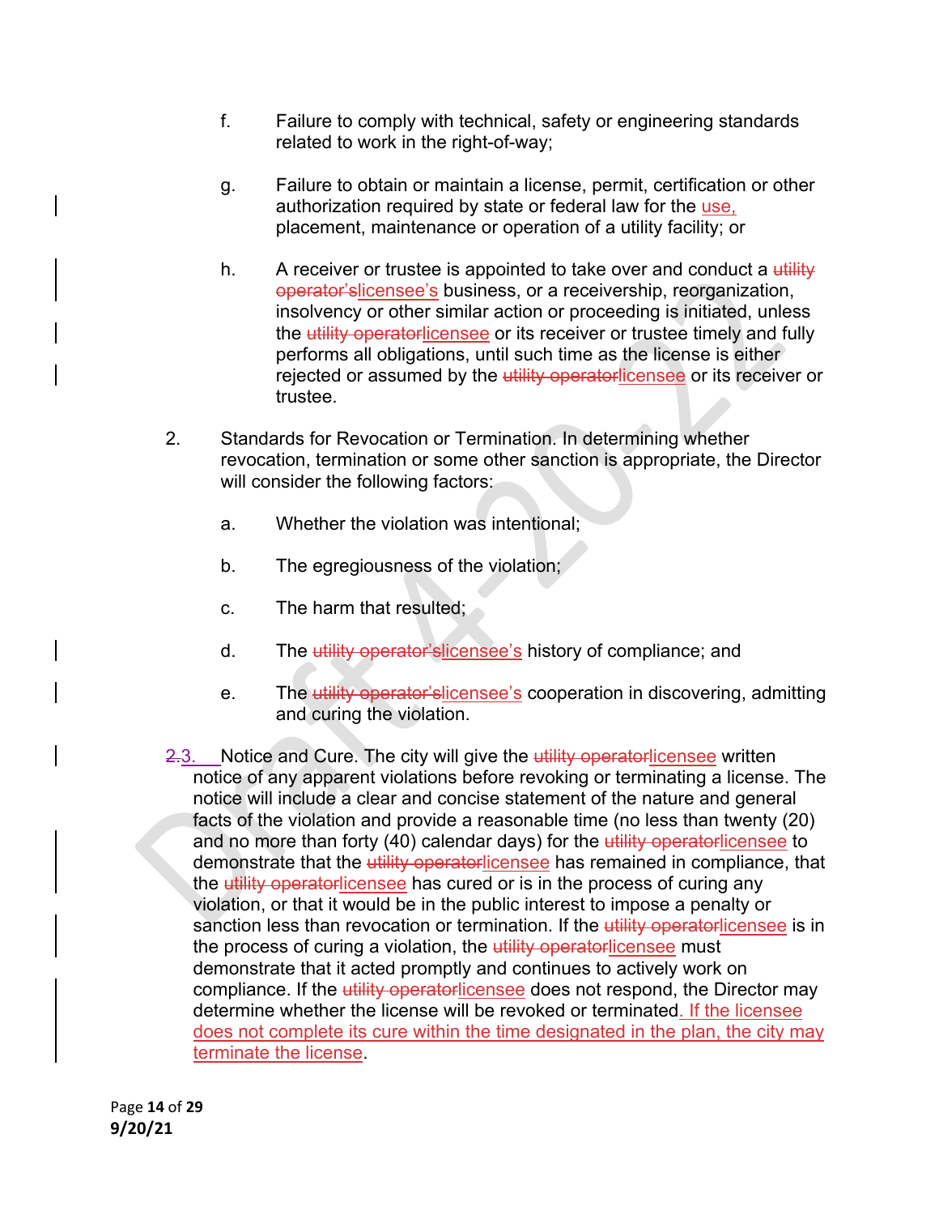f. Failure to comply with technical, safety or engineering standards related to work in the right-of-way;

g. Failure to obtain or maintain a license, permit, certification or other authorization required by state or federal law for the use, placement, maintenance or operation of a utility facility; or

h. A receiver or trustee is appointed to take over and conduct a ~~utility operator's~~licensee's business, or a receivership, reorganization, insolvency or other similar action or proceeding is initiated, unless the ~~utility operator~~licensee or its receiver or trustee timely and fully performs all obligations, until such time as the license is either rejected or assumed by the ~~utility operator~~licensee or its receiver or trustee.

2. Standards for Revocation or Termination. In determining whether revocation, termination or some other sanction is appropriate, the Director will consider the following factors:

   a. Whether the violation was intentional;

   b. The egregiousness of the violation;

   c. The harm that resulted;

   d. The ~~utility operator's~~licensee's history of compliance; and

   e. The ~~utility operator's~~licensee's cooperation in discovering, admitting and curing the violation.

~~2.~~3. Notice and Cure. The city will give the ~~utility operator~~licensee written notice of any apparent violations before revoking or terminating a license. The notice will include a clear and concise statement of the nature and general facts of the violation and provide a reasonable time (no less than twenty (20) and no more than forty (40) calendar days) for the ~~utility operator~~licensee to demonstrate that the ~~utility operator~~licensee has remained in compliance, that the ~~utility operator~~licensee has cured or is in the process of curing any violation, or that it would be in the public interest to impose a penalty or sanction less than revocation or termination. If the ~~utility operator~~licensee is in the process of curing a violation, the ~~utility operator~~licensee must demonstrate that it acted promptly and continues to actively work on compliance. If the ~~utility operator~~licensee does not respond, the Director may determine whether the license will be revoked or terminated. If the licensee does not complete its cure within the time designated in the plan, the city may terminate the license.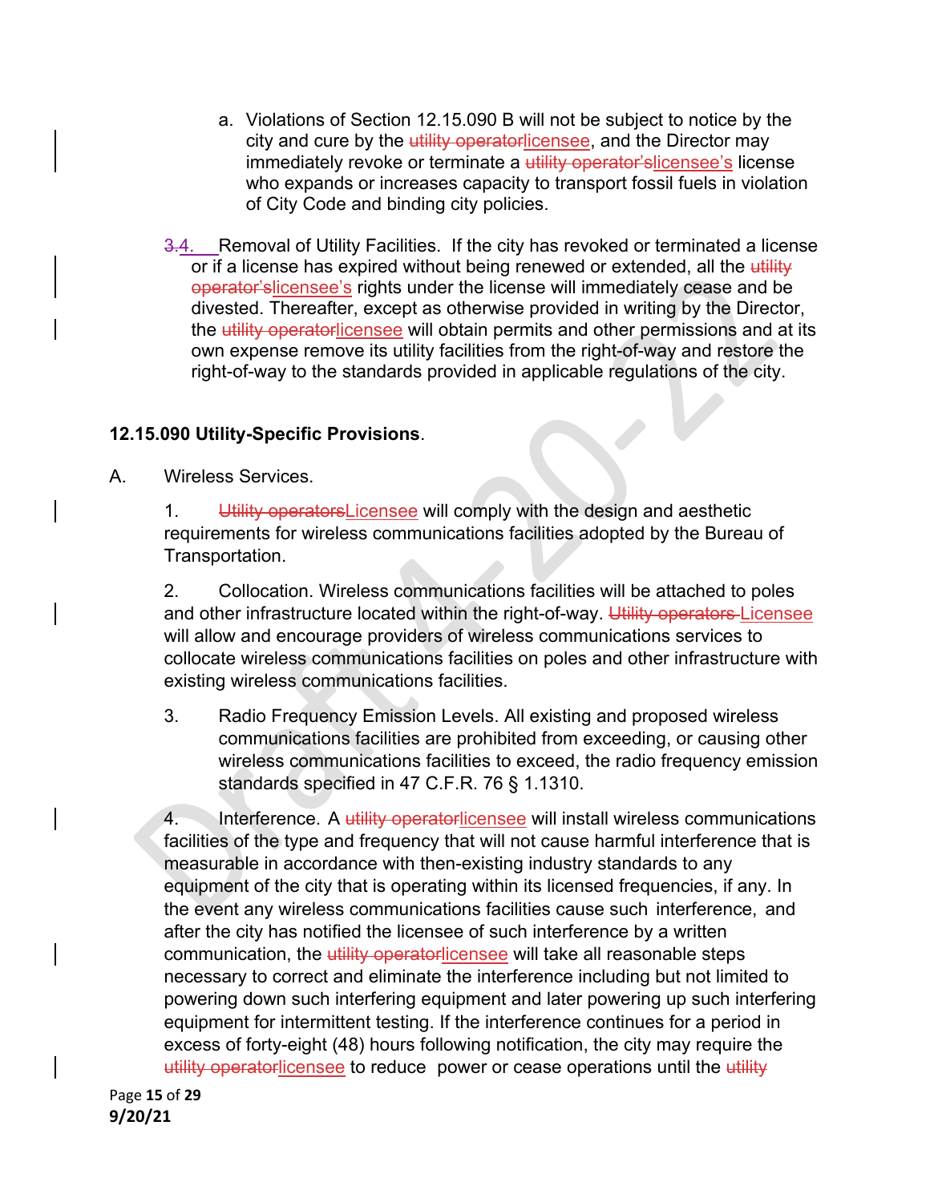a. Violations of Section 12.15.090 B will not be subject to notice by the city and cure by the ~~utility operator~~licensee, and the Director may immediately revoke or terminate a ~~utility operator's~~licensee's license who expands or increases capacity to transport fossil fuels in violation of City Code and binding city policies.

~~3.~~4. Removal of Utility Facilities. If the city has revoked or terminated a license or if a license has expired without being renewed or extended, all the ~~utility operator's~~licensee's rights under the license will immediately cease and be divested. Thereafter, except as otherwise provided in writing by the Director, the ~~utility operator~~licensee will obtain permits and other permissions and at its own expense remove its utility facilities from the right-of-way and restore the right-of-way to the standards provided in applicable regulations of the city.

**12.15.090 Utility-Specific Provisions**.

A. Wireless Services.

1. ~~Utility operators~~Licensee will comply with the design and aesthetic requirements for wireless communications facilities adopted by the Bureau of Transportation.

2. Collocation. Wireless communications facilities will be attached to poles and other infrastructure located within the right-of-way. ~~Utility operators~~ Licensee will allow and encourage providers of wireless communications services to collocate wireless communications facilities on poles and other infrastructure with existing wireless communications facilities.

3. Radio Frequency Emission Levels. All existing and proposed wireless communications facilities are prohibited from exceeding, or causing other wireless communications facilities to exceed, the radio frequency emission standards specified in 47 C.F.R. 76 § 1.1310.

4. Interference. A ~~utility operator~~licensee will install wireless communications facilities of the type and frequency that will not cause harmful interference that is measurable in accordance with then-existing industry standards to any equipment of the city that is operating within its licensed frequencies, if any. In the event any wireless communications facilities cause such interference, and after the city has notified the licensee of such interference by a written communication, the ~~utility operator~~licensee will take all reasonable steps necessary to correct and eliminate the interference including but not limited to powering down such interfering equipment and later powering up such interfering equipment for intermittent testing. If the interference continues for a period in excess of forty-eight (48) hours following notification, the city may require the ~~utility operator~~licensee to reduce power or cease operations until the ~~utility~~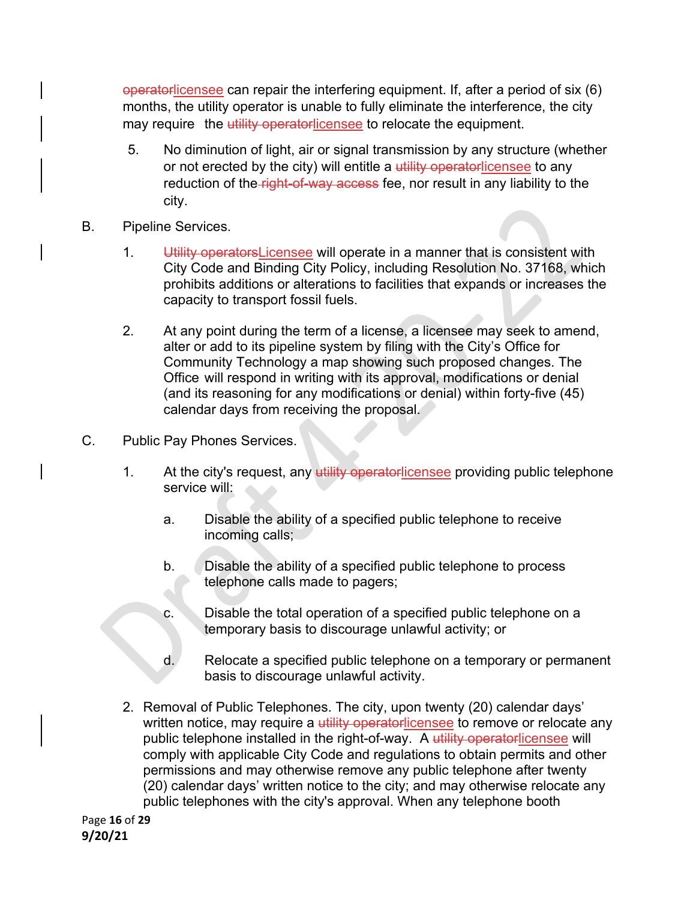~~operator~~licensee can repair the interfering equipment. If, after a period of six (6) months, the utility operator is unable to fully eliminate the interference, the city may require the ~~utility operator~~licensee to relocate the equipment.

5. No diminution of light, air or signal transmission by any structure (whether or not erected by the city) will entitle a ~~utility operator~~licensee to any reduction of the ~~right-of-way access~~ fee, nor result in any liability to the city.

B. Pipeline Services.

1. ~~Utility operators~~Licensee will operate in a manner that is consistent with City Code and Binding City Policy, including Resolution No. 37168, which prohibits additions or alterations to facilities that expands or increases the capacity to transport fossil fuels.

2. At any point during the term of a license, a licensee may seek to amend, alter or add to its pipeline system by filing with the City's Office for Community Technology a map showing such proposed changes. The Office will respond in writing with its approval, modifications or denial (and its reasoning for any modifications or denial) within forty-five (45) calendar days from receiving the proposal.

C. Public Pay Phones Services.

1. At the city's request, any ~~utility operator~~licensee providing public telephone service will:

   a. Disable the ability of a specified public telephone to receive incoming calls;

   b. Disable the ability of a specified public telephone to process telephone calls made to pagers;

   c. Disable the total operation of a specified public telephone on a temporary basis to discourage unlawful activity; or

   d. Relocate a specified public telephone on a temporary or permanent basis to discourage unlawful activity.

2. Removal of Public Telephones. The city, upon twenty (20) calendar days' written notice, may require a ~~utility operator~~licensee to remove or relocate any public telephone installed in the right-of-way. A ~~utility operator~~licensee will comply with applicable City Code and regulations to obtain permits and other permissions and may otherwise remove any public telephone after twenty (20) calendar days' written notice to the city; and may otherwise relocate any public telephones with the city's approval. When any telephone booth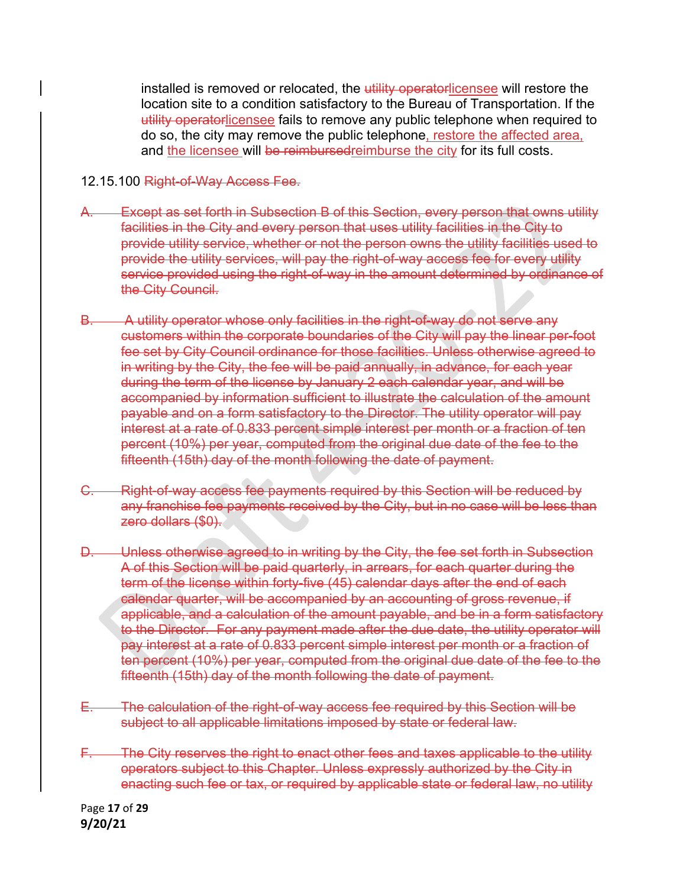installed is removed or relocated, the ~~utility operator~~licensee will restore the location site to a condition satisfactory to the Bureau of Transportation. If the ~~utility operator~~licensee fails to remove any public telephone when required to do so, the city may remove the public telephone, restore the affected area, and the licensee will ~~be reimbursed~~reimburse the city for its full costs.

12.15.100 ~~Right-of-Way Access Fee.~~

~~A. Except as set forth in Subsection B of this Section, every person that owns utility facilities in the City and every person that uses utility facilities in the City to provide utility service, whether or not the person owns the utility facilities used to provide the utility services, will pay the right-of-way access fee for every utility service provided using the right-of-way in the amount determined by ordinance of the City Council.~~

~~B. A utility operator whose only facilities in the right-of-way do not serve any customers within the corporate boundaries of the City will pay the linear per-foot fee set by City Council ordinance for those facilities. Unless otherwise agreed to in writing by the City, the fee will be paid annually, in advance, for each year during the term of the license by January 2 each calendar year, and will be accompanied by information sufficient to illustrate the calculation of the amount payable and on a form satisfactory to the Director. The utility operator will pay interest at a rate of 0.833 percent simple interest per month or a fraction of ten percent (10%) per year, computed from the original due date of the fee to the fifteenth (15th) day of the month following the date of payment.~~

~~C. Right-of-way access fee payments required by this Section will be reduced by any franchise fee payments received by the City, but in no case will be less than zero dollars ($0).~~

~~D. Unless otherwise agreed to in writing by the City, the fee set forth in Subsection A of this Section will be paid quarterly, in arrears, for each quarter during the term of the license within forty-five (45) calendar days after the end of each calendar quarter, will be accompanied by an accounting of gross revenue, if applicable, and a calculation of the amount payable, and be in a form satisfactory to the Director. For any payment made after the due date, the utility operator will pay interest at a rate of 0.833 percent simple interest per month or a fraction of ten percent (10%) per year, computed from the original due date of the fee to the fifteenth (15th) day of the month following the date of payment.~~

~~E. The calculation of the right-of-way access fee required by this Section will be subject to all applicable limitations imposed by state or federal law.~~

~~F. The City reserves the right to enact other fees and taxes applicable to the utility operators subject to this Chapter. Unless expressly authorized by the City in enacting such fee or tax, or required by applicable state or federal law, no utility~~

9/20/21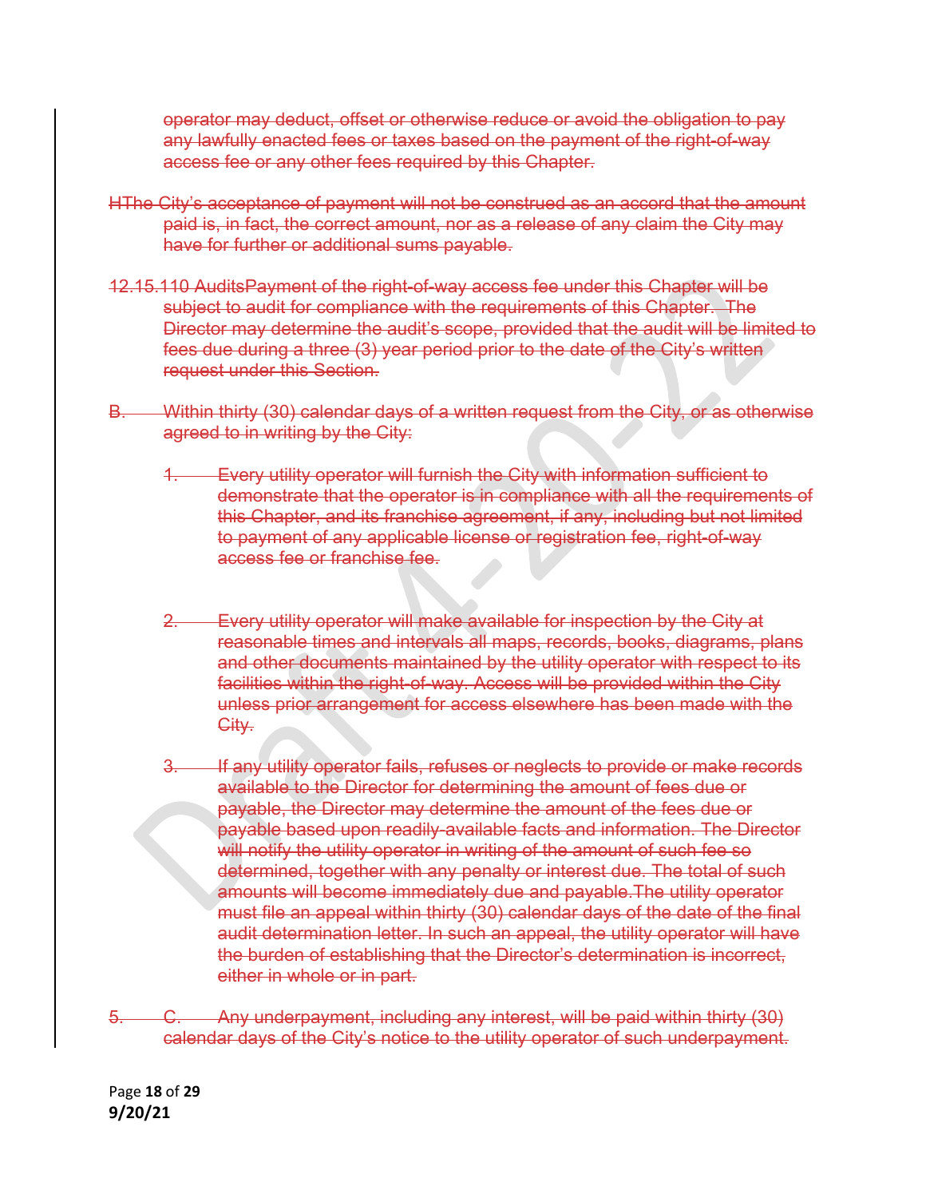operator may deduct, offset or otherwise reduce or avoid the obligation to pay any lawfully enacted fees or taxes based on the payment of the right-of-way access fee or any other fees required by this Chapter.

HThe City's acceptance of payment will not be construed as an accord that the amount paid is, in fact, the correct amount, nor as a release of any claim the City may have for further or additional sums payable.

12.15.110 AuditsPayment of the right-of-way access fee under this Chapter will be subject to audit for compliance with the requirements of this Chapter. The Director may determine the audit's scope, provided that the audit will be limited to fees due during a three (3) year period prior to the date of the City's written request under this Section.

B. Within thirty (30) calendar days of a written request from the City, or as otherwise agreed to in writing by the City:

1. Every utility operator will furnish the City with information sufficient to demonstrate that the operator is in compliance with all the requirements of this Chapter, and its franchise agreement, if any, including but not limited to payment of any applicable license or registration fee, right-of-way access fee or franchise fee.

2. Every utility operator will make available for inspection by the City at reasonable times and intervals all maps, records, books, diagrams, plans and other documents maintained by the utility operator with respect to its facilities within the right-of-way. Access will be provided within the City unless prior arrangement for access elsewhere has been made with the City.

3. If any utility operator fails, refuses or neglects to provide or make records available to the Director for determining the amount of fees due or payable, the Director may determine the amount of the fees due or payable based upon readily-available facts and information. The Director will notify the utility operator in writing of the amount of such fee so determined, together with any penalty or interest due. The total of such amounts will become immediately due and payable.The utility operator must file an appeal within thirty (30) calendar days of the date of the final audit determination letter. In such an appeal, the utility operator will have the burden of establishing that the Director's determination is incorrect, either in whole or in part.

5. C. Any underpayment, including any interest, will be paid within thirty (30) calendar days of the City's notice to the utility operator of such underpayment.

9/20/21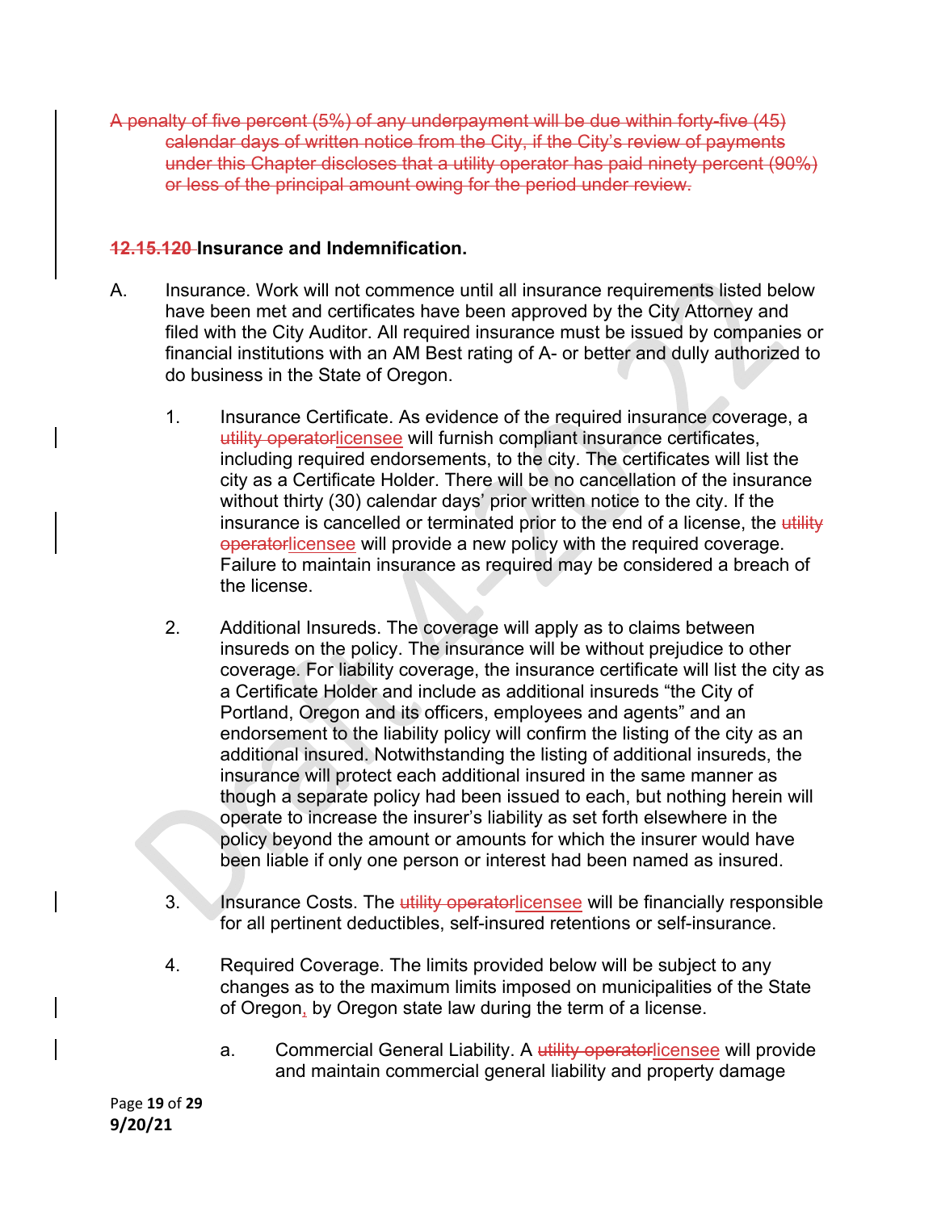~~A penalty of five percent (5%) of any underpayment will be due within forty-five (45) calendar days of written notice from the City, if the City's review of payments under this Chapter discloses that a utility operator has paid ninety percent (90%) or less of the principal amount owing for the period under review.~~

**~~12.15.120~~ Insurance and Indemnification.**

A. Insurance. Work will not commence until all insurance requirements listed below have been met and certificates have been approved by the City Attorney and filed with the City Auditor. All required insurance must be issued by companies or financial institutions with an AM Best rating of A- or better and dully authorized to do business in the State of Oregon.

1. Insurance Certificate. As evidence of the required insurance coverage, a ~~utility operator~~licensee will furnish compliant insurance certificates, including required endorsements, to the city. The certificates will list the city as a Certificate Holder. There will be no cancellation of the insurance without thirty (30) calendar days' prior written notice to the city. If the insurance is cancelled or terminated prior to the end of a license, the ~~utility operator~~licensee will provide a new policy with the required coverage. Failure to maintain insurance as required may be considered a breach of the license.

2. Additional Insureds. The coverage will apply as to claims between insureds on the policy. The insurance will be without prejudice to other coverage. For liability coverage, the insurance certificate will list the city as a Certificate Holder and include as additional insureds "the City of Portland, Oregon and its officers, employees and agents" and an endorsement to the liability policy will confirm the listing of the city as an additional insured. Notwithstanding the listing of additional insureds, the insurance will protect each additional insured in the same manner as though a separate policy had been issued to each, but nothing herein will operate to increase the insurer's liability as set forth elsewhere in the policy beyond the amount or amounts for which the insurer would have been liable if only one person or interest had been named as insured.

3. Insurance Costs. The ~~utility operator~~licensee will be financially responsible for all pertinent deductibles, self-insured retentions or self-insurance.

4. Required Coverage. The limits provided below will be subject to any changes as to the maximum limits imposed on municipalities of the State of Oregon, by Oregon state law during the term of a license.

   a. Commercial General Liability. A ~~utility operator~~licensee will provide and maintain commercial general liability and property damage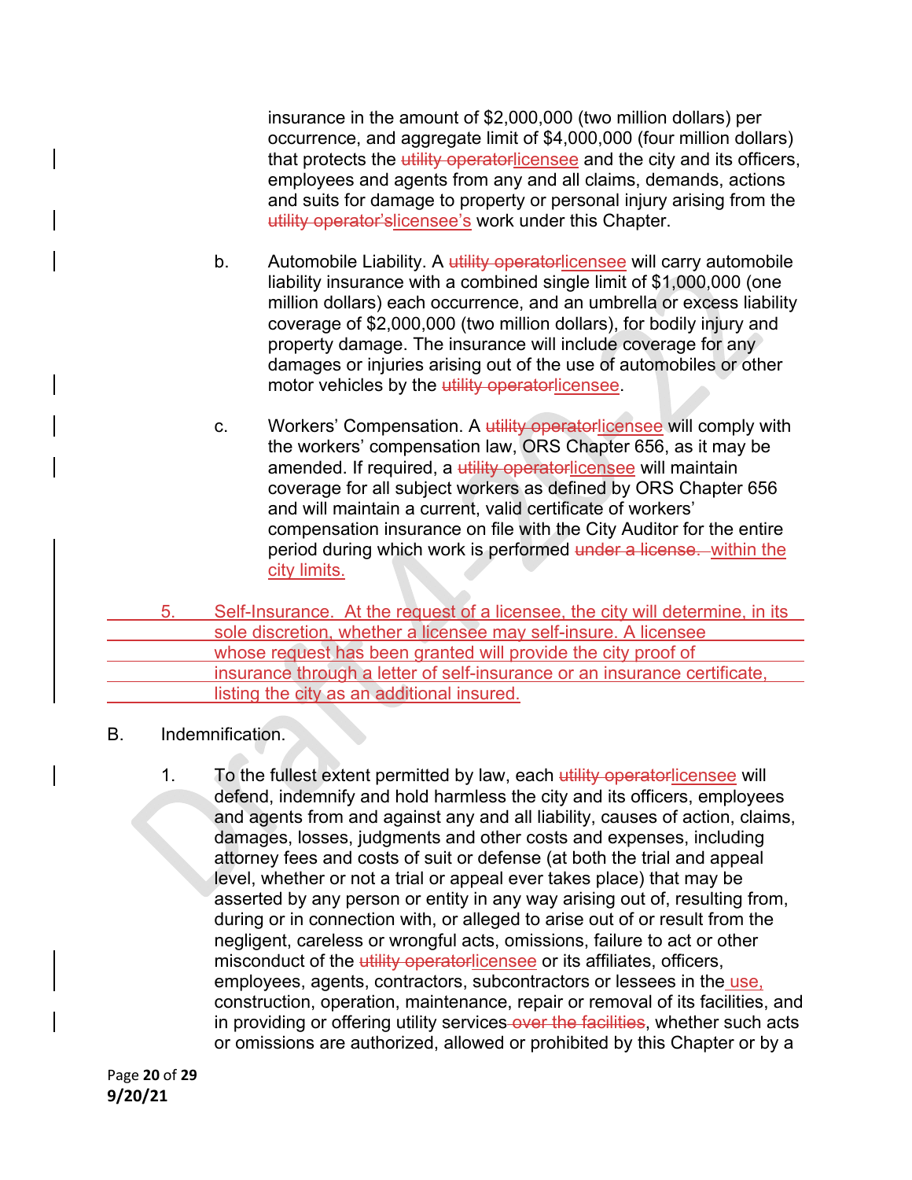insurance in the amount of $2,000,000 (two million dollars) per occurrence, and aggregate limit of $4,000,000 (four million dollars) that protects the ~~utility operator~~licensee and the city and its officers, employees and agents from any and all claims, demands, actions and suits for damage to property or personal injury arising from the ~~utility operator's~~licensee's work under this Chapter.

b. Automobile Liability. A ~~utility operator~~licensee will carry automobile liability insurance with a combined single limit of $1,000,000 (one million dollars) each occurrence, and an umbrella or excess liability coverage of $2,000,000 (two million dollars), for bodily injury and property damage. The insurance will include coverage for any damages or injuries arising out of the use of automobiles or other motor vehicles by the ~~utility operator~~licensee.

c. Workers' Compensation. A ~~utility operator~~licensee will comply with the workers' compensation law, ORS Chapter 656, as it may be amended. If required, a ~~utility operator~~licensee will maintain coverage for all subject workers as defined by ORS Chapter 656 and will maintain a current, valid certificate of workers' compensation insurance on file with the City Auditor for the entire period during which work is performed ~~under a license.~~ within the city limits.

5. Self-Insurance. At the request of a licensee, the city will determine, in its sole discretion, whether a licensee may self-insure. A licensee whose request has been granted will provide the city proof of insurance through a letter of self-insurance or an insurance certificate, listing the city as an additional insured.

B. Indemnification.

1. To the fullest extent permitted by law, each ~~utility operator~~licensee will defend, indemnify and hold harmless the city and its officers, employees and agents from and against any and all liability, causes of action, claims, damages, losses, judgments and other costs and expenses, including attorney fees and costs of suit or defense (at both the trial and appeal level, whether or not a trial or appeal ever takes place) that may be asserted by any person or entity in any way arising out of, resulting from, during or in connection with, or alleged to arise out of or result from the negligent, careless or wrongful acts, omissions, failure to act or other misconduct of the ~~utility operator~~licensee or its affiliates, officers, employees, agents, contractors, subcontractors or lessees in the use, construction, operation, maintenance, repair or removal of its facilities, and in providing or offering utility services ~~over the facilities~~, whether such acts or omissions are authorized, allowed or prohibited by this Chapter or by a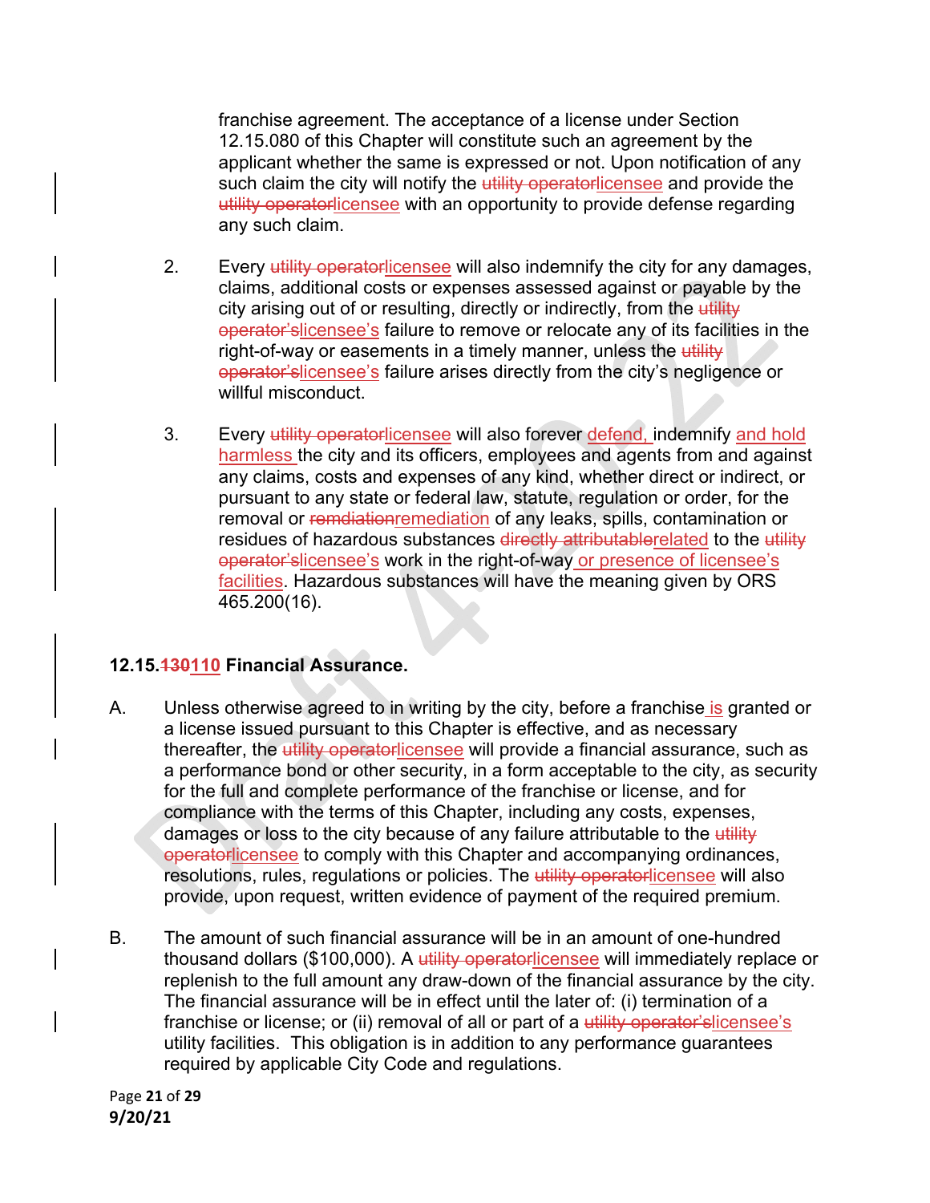franchise agreement. The acceptance of a license under Section 12.15.080 of this Chapter will constitute such an agreement by the applicant whether the same is expressed or not. Upon notification of any such claim the city will notify the ~~utility operator~~licensee and provide the ~~utility operator~~licensee with an opportunity to provide defense regarding any such claim.

2. Every ~~utility operator~~licensee will also indemnify the city for any damages, claims, additional costs or expenses assessed against or payable by the city arising out of or resulting, directly or indirectly, from the ~~utility operator's~~licensee's failure to remove or relocate any of its facilities in the right-of-way or easements in a timely manner, unless the ~~utility operator's~~licensee's failure arises directly from the city's negligence or willful misconduct.

3. Every ~~utility operator~~licensee will also forever defend, indemnify and hold harmless the city and its officers, employees and agents from and against any claims, costs and expenses of any kind, whether direct or indirect, or pursuant to any state or federal law, statute, regulation or order, for the removal or ~~remdiation~~remediation of any leaks, spills, contamination or residues of hazardous substances ~~directly attributable~~related to the ~~utility operator's~~licensee's work in the right-of-way or presence of licensee's facilities. Hazardous substances will have the meaning given by ORS 465.200(16).

### 12.15.~~130~~110 Financial Assurance.

A. Unless otherwise agreed to in writing by the city, before a franchise is granted or a license issued pursuant to this Chapter is effective, and as necessary thereafter, the ~~utility operator~~licensee will provide a financial assurance, such as a performance bond or other security, in a form acceptable to the city, as security for the full and complete performance of the franchise or license, and for compliance with the terms of this Chapter, including any costs, expenses, damages or loss to the city because of any failure attributable to the ~~utility operator~~licensee to comply with this Chapter and accompanying ordinances, resolutions, rules, regulations or policies. The ~~utility operator~~licensee will also provide, upon request, written evidence of payment of the required premium.

B. The amount of such financial assurance will be in an amount of one-hundred thousand dollars ($100,000). A ~~utility operator~~licensee will immediately replace or replenish to the full amount any draw-down of the financial assurance by the city. The financial assurance will be in effect until the later of: (i) termination of a franchise or license; or (ii) removal of all or part of a ~~utility operator's~~licensee's utility facilities. This obligation is in addition to any performance guarantees required by applicable City Code and regulations.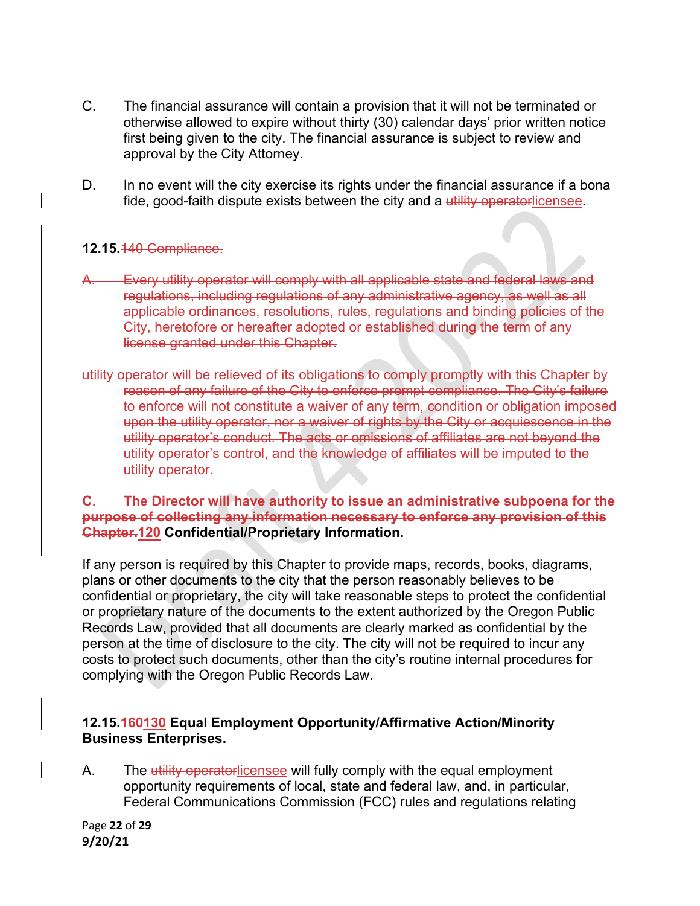C. The financial assurance will contain a provision that it will not be terminated or otherwise allowed to expire without thirty (30) calendar days' prior written notice first being given to the city. The financial assurance is subject to review and approval by the City Attorney.

D. In no event will the city exercise its rights under the financial assurance if a bona fide, good-faith dispute exists between the city and a ~~utility operator~~licensee.

**12.15.~~140 Compliance.~~**

~~A. Every utility operator will comply with all applicable state and federal laws and regulations, including regulations of any administrative agency, as well as all applicable ordinances, resolutions, rules, regulations and binding policies of the City, heretofore or hereafter adopted or established during the term of any license granted under this Chapter.~~

~~utility operator will be relieved of its obligations to comply promptly with this Chapter by reason of any failure of the City to enforce prompt compliance. The City's failure to enforce will not constitute a waiver of any term, condition or obligation imposed upon the utility operator, nor a waiver of rights by the City or acquiescence in the utility operator's conduct. The acts or omissions of affiliates are not beyond the utility operator's control, and the knowledge of affiliates will be imputed to the utility operator.~~

**~~C. The Director will have authority to issue an administrative subpoena for the purpose of collecting any information necessary to enforce any provision of this Chapter.~~120 Confidential/Proprietary Information.**

If any person is required by this Chapter to provide maps, records, books, diagrams, plans or other documents to the city that the person reasonably believes to be confidential or proprietary, the city will take reasonable steps to protect the confidential or proprietary nature of the documents to the extent authorized by the Oregon Public Records Law, provided that all documents are clearly marked as confidential by the person at the time of disclosure to the city. The city will not be required to incur any costs to protect such documents, other than the city's routine internal procedures for complying with the Oregon Public Records Law.

**12.15.~~160~~130 Equal Employment Opportunity/Affirmative Action/Minority Business Enterprises.**

A. The ~~utility operator~~licensee will fully comply with the equal employment opportunity requirements of local, state and federal law, and, in particular, Federal Communications Commission (FCC) rules and regulations relating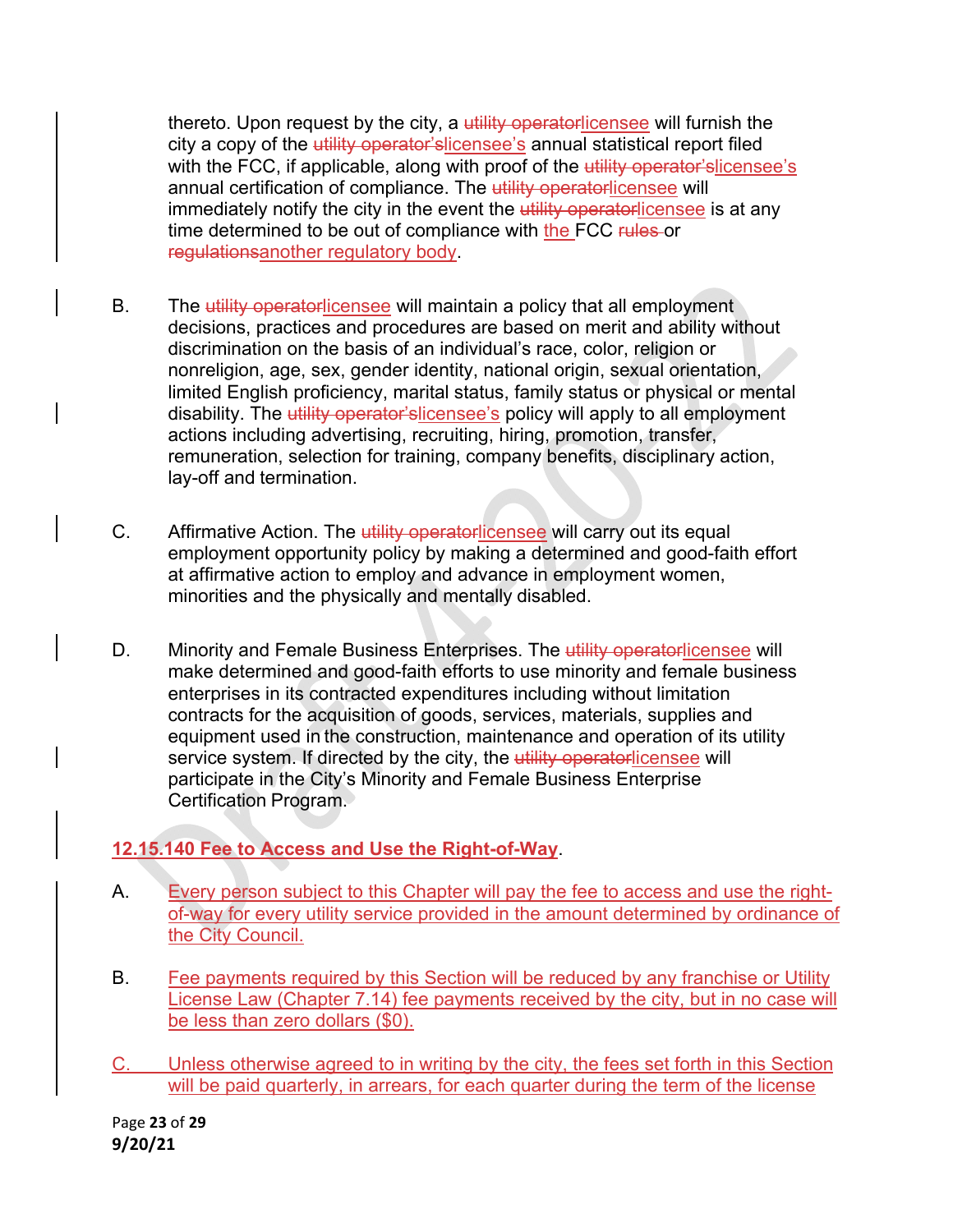thereto. Upon request by the city, a ~~utility operator~~licensee will furnish the city a copy of the ~~utility operator's~~licensee's annual statistical report filed with the FCC, if applicable, along with proof of the ~~utility operator's~~licensee's annual certification of compliance. The ~~utility operator~~licensee will immediately notify the city in the event the ~~utility operator~~licensee is at any time determined to be out of compliance with the FCC ~~rules~~ or ~~regulations~~another regulatory body.

B. The ~~utility operator~~licensee will maintain a policy that all employment decisions, practices and procedures are based on merit and ability without discrimination on the basis of an individual's race, color, religion or nonreligion, age, sex, gender identity, national origin, sexual orientation, limited English proficiency, marital status, family status or physical or mental disability. The ~~utility operator's~~licensee's policy will apply to all employment actions including advertising, recruiting, hiring, promotion, transfer, remuneration, selection for training, company benefits, disciplinary action, lay-off and termination.

C. Affirmative Action. The ~~utility operator~~licensee will carry out its equal employment opportunity policy by making a determined and good-faith effort at affirmative action to employ and advance in employment women, minorities and the physically and mentally disabled.

D. Minority and Female Business Enterprises. The ~~utility operator~~licensee will make determined and good-faith efforts to use minority and female business enterprises in its contracted expenditures including without limitation contracts for the acquisition of goods, services, materials, supplies and equipment used in the construction, maintenance and operation of its utility service system. If directed by the city, the ~~utility operator~~licensee will participate in the City's Minority and Female Business Enterprise Certification Program.

**12.15.140 Fee to Access and Use the Right-of-Way**.

A. Every person subject to this Chapter will pay the fee to access and use the right-of-way for every utility service provided in the amount determined by ordinance of the City Council.

B. Fee payments required by this Section will be reduced by any franchise or Utility License Law (Chapter 7.14) fee payments received by the city, but in no case will be less than zero dollars ($0).

C. Unless otherwise agreed to in writing by the city, the fees set forth in this Section will be paid quarterly, in arrears, for each quarter during the term of the license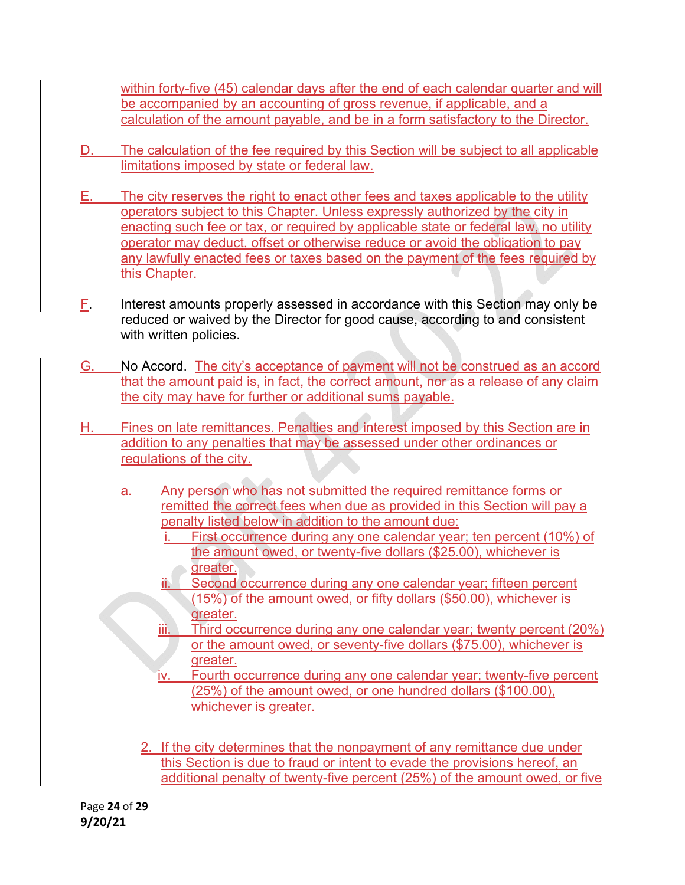within forty-five (45) calendar days after the end of each calendar quarter and will be accompanied by an accounting of gross revenue, if applicable, and a calculation of the amount payable, and be in a form satisfactory to the Director.

D. The calculation of the fee required by this Section will be subject to all applicable limitations imposed by state or federal law.

E. The city reserves the right to enact other fees and taxes applicable to the utility operators subject to this Chapter. Unless expressly authorized by the city in enacting such fee or tax, or required by applicable state or federal law, no utility operator may deduct, offset or otherwise reduce or avoid the obligation to pay any lawfully enacted fees or taxes based on the payment of the fees required by this Chapter.

F. Interest amounts properly assessed in accordance with this Section may only be reduced or waived by the Director for good cause, according to and consistent with written policies.

G. No Accord. The city's acceptance of payment will not be construed as an accord that the amount paid is, in fact, the correct amount, nor as a release of any claim the city may have for further or additional sums payable.

H. Fines on late remittances. Penalties and interest imposed by this Section are in addition to any penalties that may be assessed under other ordinances or regulations of the city.

a. Any person who has not submitted the required remittance forms or remitted the correct fees when due as provided in this Section will pay a penalty listed below in addition to the amount due:
   i. First occurrence during any one calendar year; ten percent (10%) of the amount owed, or twenty-five dollars ($25.00), whichever is greater.
   ii. Second occurrence during any one calendar year; fifteen percent (15%) of the amount owed, or fifty dollars ($50.00), whichever is greater.
   iii. Third occurrence during any one calendar year; twenty percent (20%) or the amount owed, or seventy-five dollars ($75.00), whichever is greater.
   iv. Fourth occurrence during any one calendar year; twenty-five percent (25%) of the amount owed, or one hundred dollars ($100.00), whichever is greater.

2. If the city determines that the nonpayment of any remittance due under this Section is due to fraud or intent to evade the provisions hereof, an additional penalty of twenty-five percent (25%) of the amount owed, or five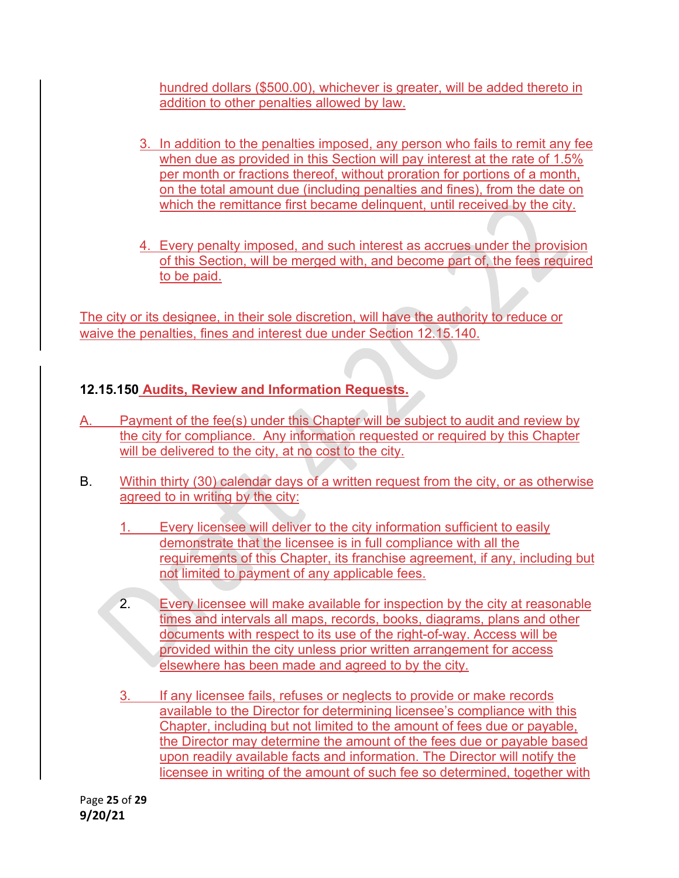hundred dollars ($500.00), whichever is greater, will be added thereto in addition to other penalties allowed by law.

3. In addition to the penalties imposed, any person who fails to remit any fee when due as provided in this Section will pay interest at the rate of 1.5% per month or fractions thereof, without proration for portions of a month, on the total amount due (including penalties and fines), from the date on which the remittance first became delinquent, until received by the city.

4. Every penalty imposed, and such interest as accrues under the provision of this Section, will be merged with, and become part of, the fees required to be paid.

The city or its designee, in their sole discretion, will have the authority to reduce or waive the penalties, fines and interest due under Section 12.15.140.

**12.15.150 Audits, Review and Information Requests.**

A. Payment of the fee(s) under this Chapter will be subject to audit and review by the city for compliance. Any information requested or required by this Chapter will be delivered to the city, at no cost to the city.

B. Within thirty (30) calendar days of a written request from the city, or as otherwise agreed to in writing by the city:

1. Every licensee will deliver to the city information sufficient to easily demonstrate that the licensee is in full compliance with all the requirements of this Chapter, its franchise agreement, if any, including but not limited to payment of any applicable fees.

2. Every licensee will make available for inspection by the city at reasonable times and intervals all maps, records, books, diagrams, plans and other documents with respect to its use of the right-of-way. Access will be provided within the city unless prior written arrangement for access elsewhere has been made and agreed to by the city.

3. If any licensee fails, refuses or neglects to provide or make records available to the Director for determining licensee's compliance with this Chapter, including but not limited to the amount of fees due or payable, the Director may determine the amount of the fees due or payable based upon readily available facts and information. The Director will notify the licensee in writing of the amount of such fee so determined, together with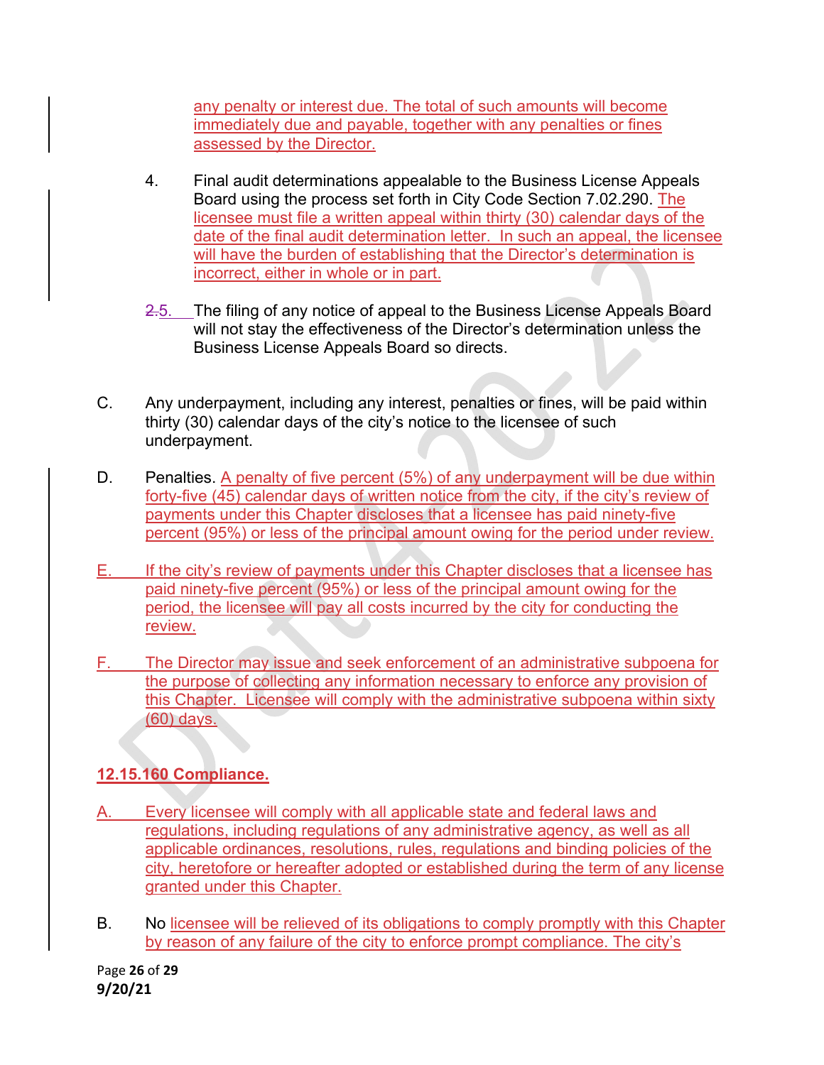any penalty or interest due. The total of such amounts will become immediately due and payable, together with any penalties or fines assessed by the Director.

4. Final audit determinations appealable to the Business License Appeals Board using the process set forth in City Code Section 7.02.290. The licensee must file a written appeal within thirty (30) calendar days of the date of the final audit determination letter. In such an appeal, the licensee will have the burden of establishing that the Director's determination is incorrect, either in whole or in part.

~~2.~~5. The filing of any notice of appeal to the Business License Appeals Board will not stay the effectiveness of the Director's determination unless the Business License Appeals Board so directs.

C. Any underpayment, including any interest, penalties or fines, will be paid within thirty (30) calendar days of the city's notice to the licensee of such underpayment.

D. Penalties. A penalty of five percent (5%) of any underpayment will be due within forty-five (45) calendar days of written notice from the city, if the city's review of payments under this Chapter discloses that a licensee has paid ninety-five percent (95%) or less of the principal amount owing for the period under review.

E. If the city's review of payments under this Chapter discloses that a licensee has paid ninety-five percent (95%) or less of the principal amount owing for the period, the licensee will pay all costs incurred by the city for conducting the review.

F. The Director may issue and seek enforcement of an administrative subpoena for the purpose of collecting any information necessary to enforce any provision of this Chapter. Licensee will comply with the administrative subpoena within sixty (60) days.

**12.15.160 Compliance.**

A. Every licensee will comply with all applicable state and federal laws and regulations, including regulations of any administrative agency, as well as all applicable ordinances, resolutions, rules, regulations and binding policies of the city, heretofore or hereafter adopted or established during the term of any license granted under this Chapter.

B. No licensee will be relieved of its obligations to comply promptly with this Chapter by reason of any failure of the city to enforce prompt compliance. The city's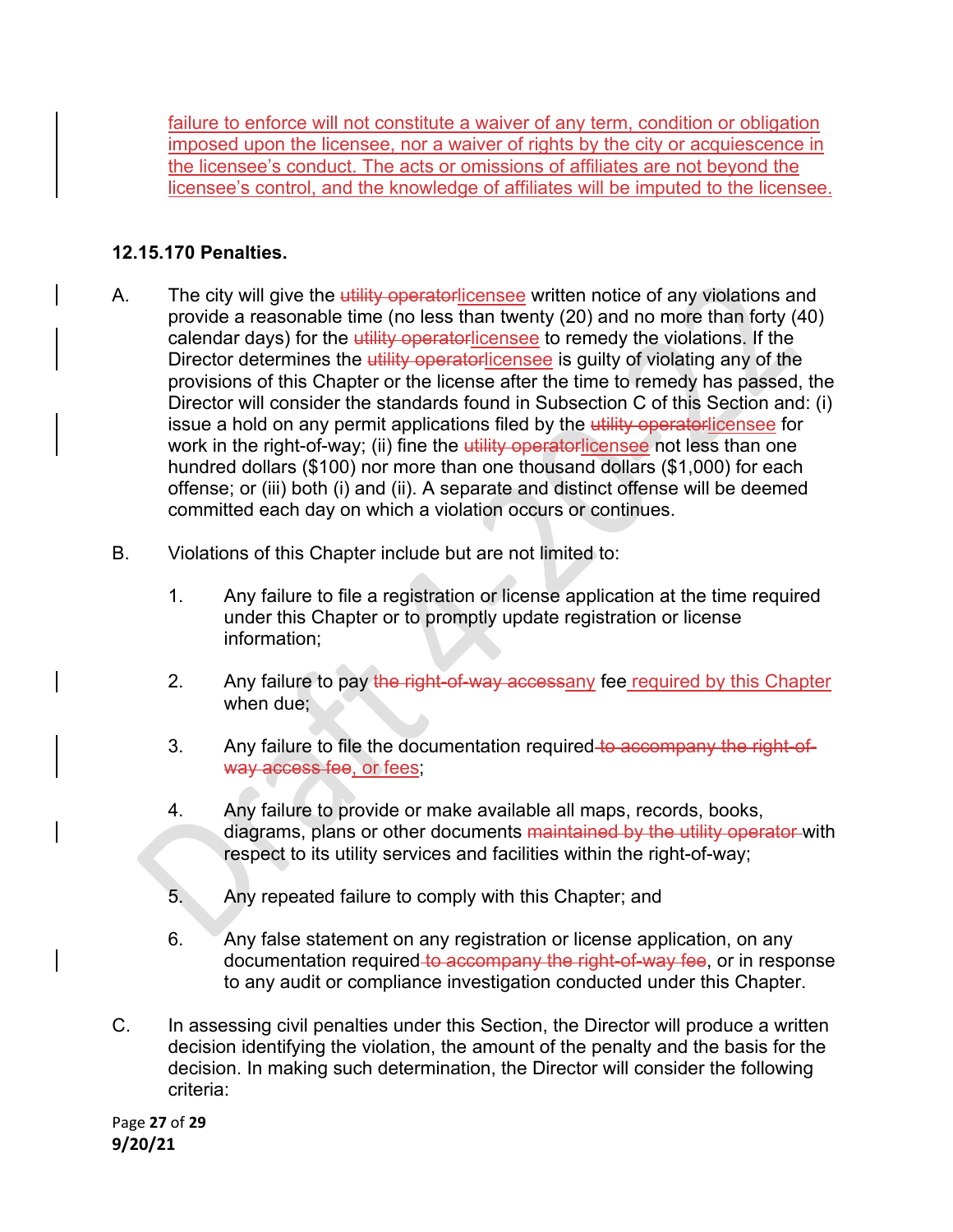failure to enforce will not constitute a waiver of any term, condition or obligation imposed upon the licensee, nor a waiver of rights by the city or acquiescence in the licensee's conduct. The acts or omissions of affiliates are not beyond the licensee's control, and the knowledge of affiliates will be imputed to the licensee.

**12.15.170 Penalties.**

A. The city will give the ~~utility operator~~licensee written notice of any violations and provide a reasonable time (no less than twenty (20) and no more than forty (40) calendar days) for the ~~utility operator~~licensee to remedy the violations. If the Director determines the ~~utility operator~~licensee is guilty of violating any of the provisions of this Chapter or the license after the time to remedy has passed, the Director will consider the standards found in Subsection C of this Section and: (i) issue a hold on any permit applications filed by the ~~utility operator~~licensee for work in the right-of-way; (ii) fine the ~~utility operator~~licensee not less than one hundred dollars ($100) nor more than one thousand dollars ($1,000) for each offense; or (iii) both (i) and (ii). A separate and distinct offense will be deemed committed each day on which a violation occurs or continues.

B. Violations of this Chapter include but are not limited to:

1. Any failure to file a registration or license application at the time required under this Chapter or to promptly update registration or license information;

2. Any failure to pay ~~the right-of-way access~~any fee required by this Chapter when due;

3. Any failure to file the documentation required ~~to accompany the right-of-way access fee~~, or fees;

4. Any failure to provide or make available all maps, records, books, diagrams, plans or other documents ~~maintained by the utility operator~~ with respect to its utility services and facilities within the right-of-way;

5. Any repeated failure to comply with this Chapter; and

6. Any false statement on any registration or license application, on any documentation required ~~to accompany the right-of-way fee~~, or in response to any audit or compliance investigation conducted under this Chapter.

C. In assessing civil penalties under this Section, the Director will produce a written decision identifying the violation, the amount of the penalty and the basis for the decision. In making such determination, the Director will consider the following criteria:

9/20/21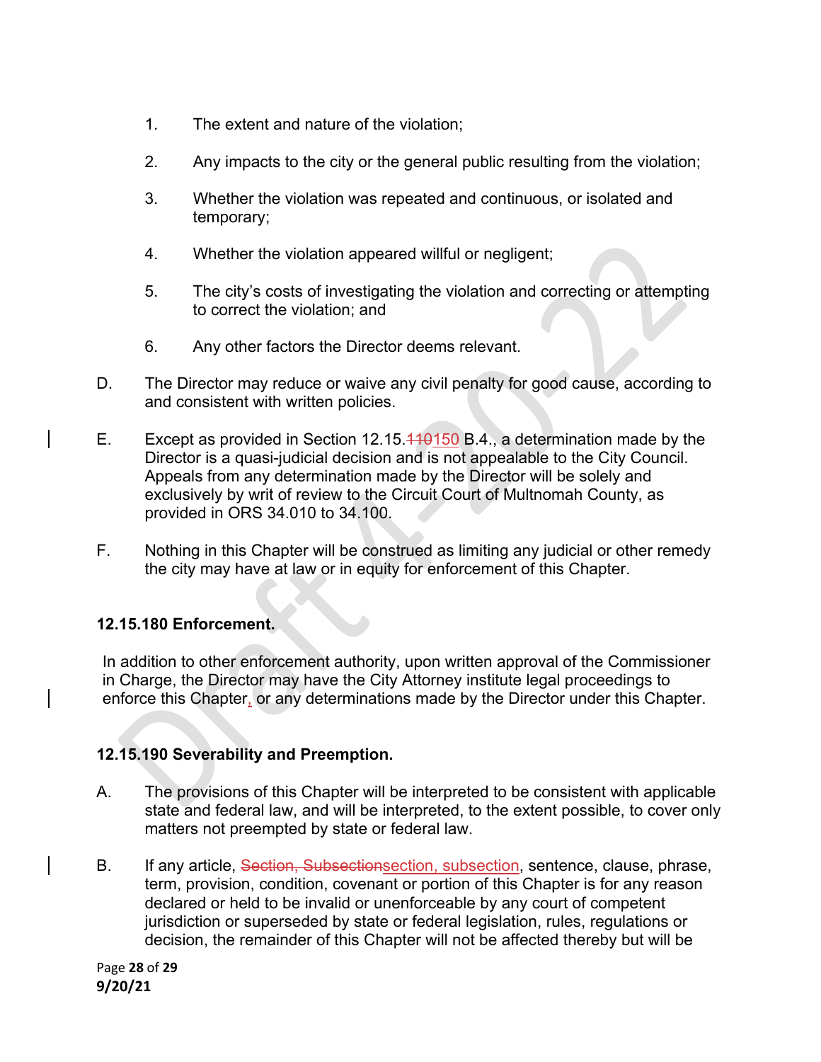1. The extent and nature of the violation;

2. Any impacts to the city or the general public resulting from the violation;

3. Whether the violation was repeated and continuous, or isolated and temporary;

4. Whether the violation appeared willful or negligent;

5. The city's costs of investigating the violation and correcting or attempting to correct the violation; and

6. Any other factors the Director deems relevant.

D. The Director may reduce or waive any civil penalty for good cause, according to and consistent with written policies.

E. Except as provided in Section 12.15.~~110~~150 B.4., a determination made by the Director is a quasi-judicial decision and is not appealable to the City Council. Appeals from any determination made by the Director will be solely and exclusively by writ of review to the Circuit Court of Multnomah County, as provided in ORS 34.010 to 34.100.

F. Nothing in this Chapter will be construed as limiting any judicial or other remedy the city may have at law or in equity for enforcement of this Chapter.

### 12.15.180 Enforcement.

In addition to other enforcement authority, upon written approval of the Commissioner in Charge, the Director may have the City Attorney institute legal proceedings to enforce this Chapter, or any determinations made by the Director under this Chapter.

### 12.15.190 Severability and Preemption.

A. The provisions of this Chapter will be interpreted to be consistent with applicable state and federal law, and will be interpreted, to the extent possible, to cover only matters not preempted by state or federal law.

B. If any article, ~~Section, Subsection~~section, subsection, sentence, clause, phrase, term, provision, condition, covenant or portion of this Chapter is for any reason declared or held to be invalid or unenforceable by any court of competent jurisdiction or superseded by state or federal legislation, rules, regulations or decision, the remainder of this Chapter will not be affected thereby but will be

9/20/21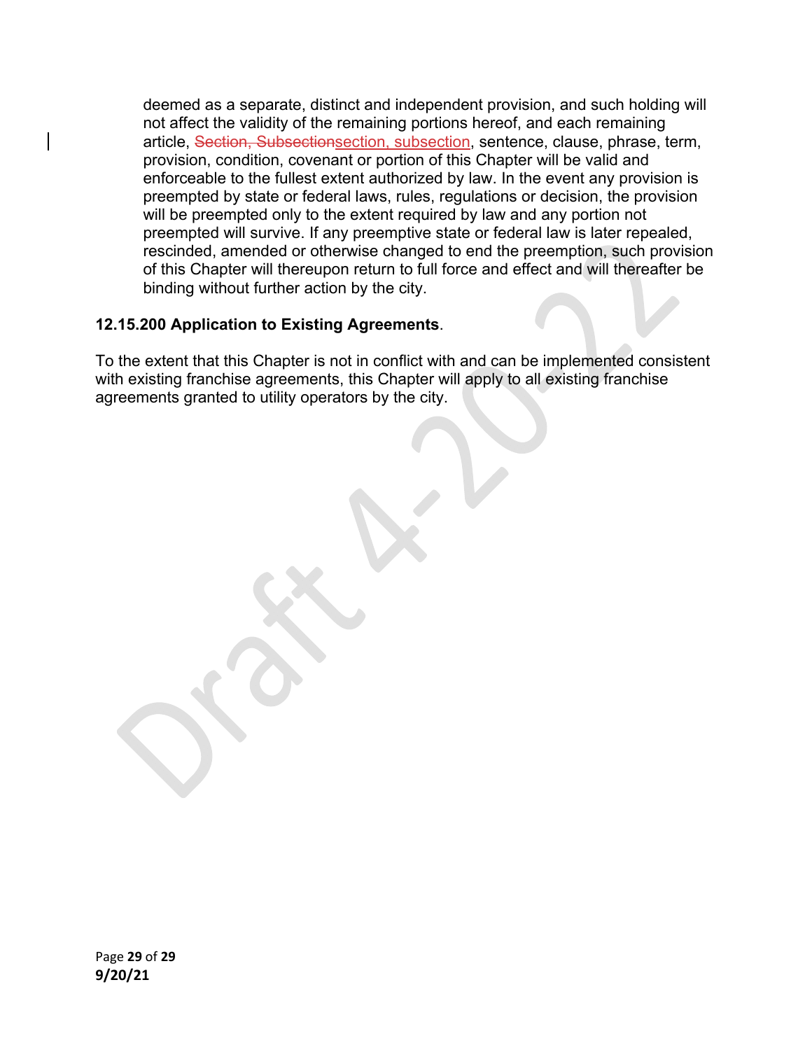deemed as a separate, distinct and independent provision, and such holding will not affect the validity of the remaining portions hereof, and each remaining article, ~~Section, Subsection~~section, subsection, sentence, clause, phrase, term, provision, condition, covenant or portion of this Chapter will be valid and enforceable to the fullest extent authorized by law. In the event any provision is preempted by state or federal laws, rules, regulations or decision, the provision will be preempted only to the extent required by law and any portion not preempted will survive. If any preemptive state or federal law is later repealed, rescinded, amended or otherwise changed to end the preemption, such provision of this Chapter will thereupon return to full force and effect and will thereafter be binding without further action by the city.

**12.15.200 Application to Existing Agreements**.

To the extent that this Chapter is not in conflict with and can be implemented consistent with existing franchise agreements, this Chapter will apply to all existing franchise agreements granted to utility operators by the city.

**9/20/21**